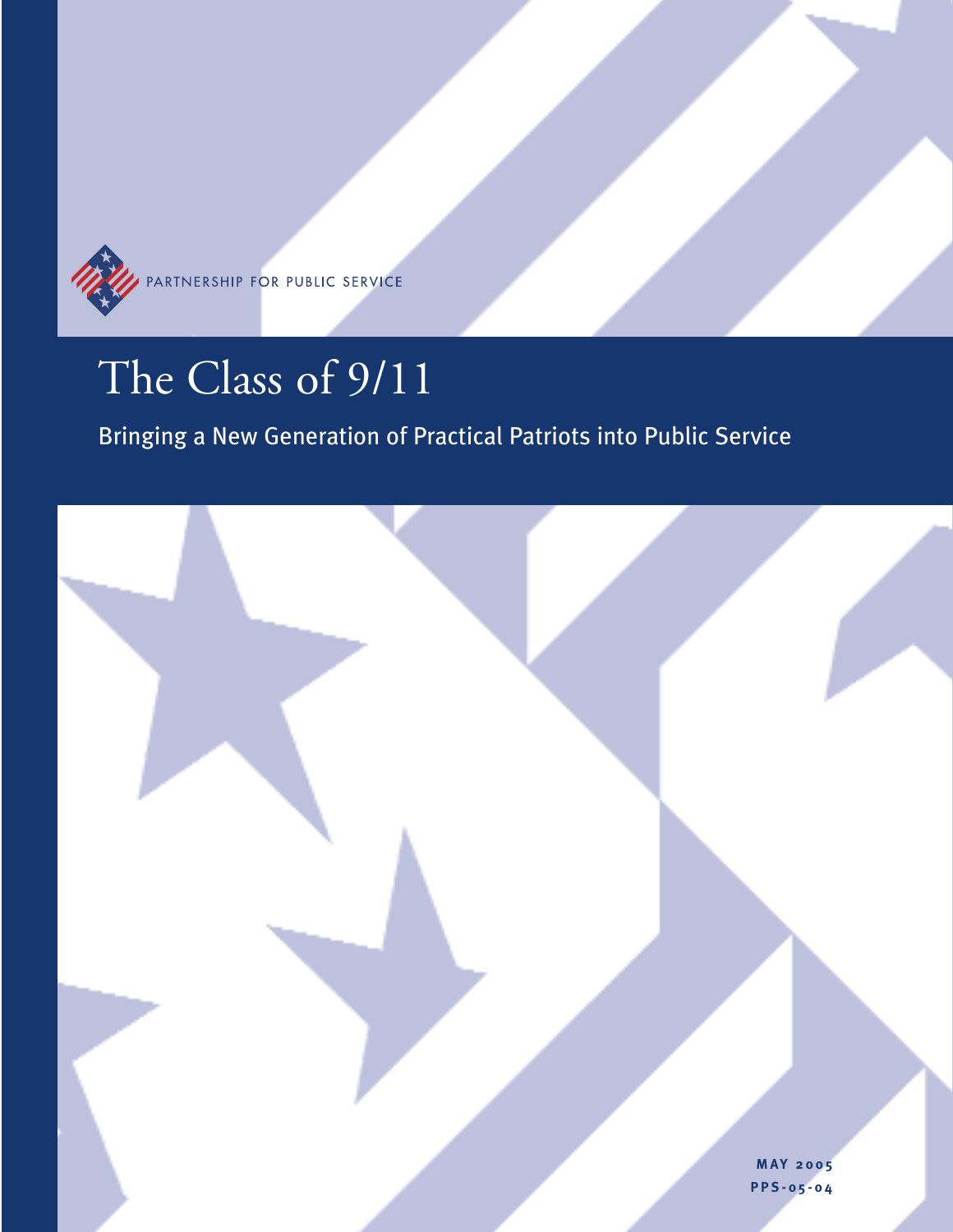PARTNERSHIP FOR PUBLIC SERVICE

# The Class of 9/11

## Bringing a New Generation of Practical Patriots into Public Service

**MAY 2005**
**PPS-05-04**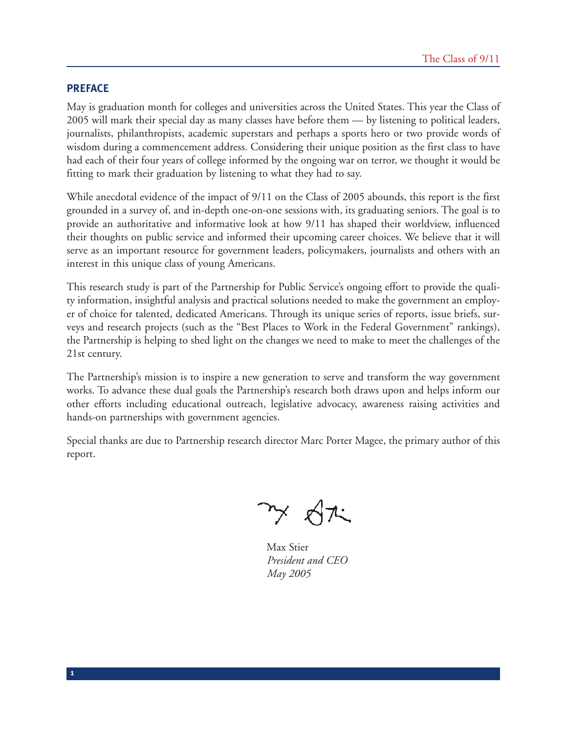## PREFACE

May is graduation month for colleges and universities across the United States. This year the Class of 2005 will mark their special day as many classes have before them — by listening to political leaders, journalists, philanthropists, academic superstars and perhaps a sports hero or two provide words of wisdom during a commencement address. Considering their unique position as the first class to have had each of their four years of college informed by the ongoing war on terror, we thought it would be fitting to mark their graduation by listening to what they had to say.

While anecdotal evidence of the impact of 9/11 on the Class of 2005 abounds, this report is the first grounded in a survey of, and in-depth one-on-one sessions with, its graduating seniors. The goal is to provide an authoritative and informative look at how 9/11 has shaped their worldview, influenced their thoughts on public service and informed their upcoming career choices. We believe that it will serve as an important resource for government leaders, policymakers, journalists and others with an interest in this unique class of young Americans.

This research study is part of the Partnership for Public Service's ongoing effort to provide the quality information, insightful analysis and practical solutions needed to make the government an employer of choice for talented, dedicated Americans. Through its unique series of reports, issue briefs, surveys and research projects (such as the "Best Places to Work in the Federal Government" rankings), the Partnership is helping to shed light on the changes we need to make to meet the challenges of the 21st century.

The Partnership's mission is to inspire a new generation to serve and transform the way government works. To advance these dual goals the Partnership's research both draws upon and helps inform our other efforts including educational outreach, legislative advocacy, awareness raising activities and hands-on partnerships with government agencies.

Special thanks are due to Partnership research director Marc Porter Magee, the primary author of this report.

Max Stier
*President and CEO*
*May 2005*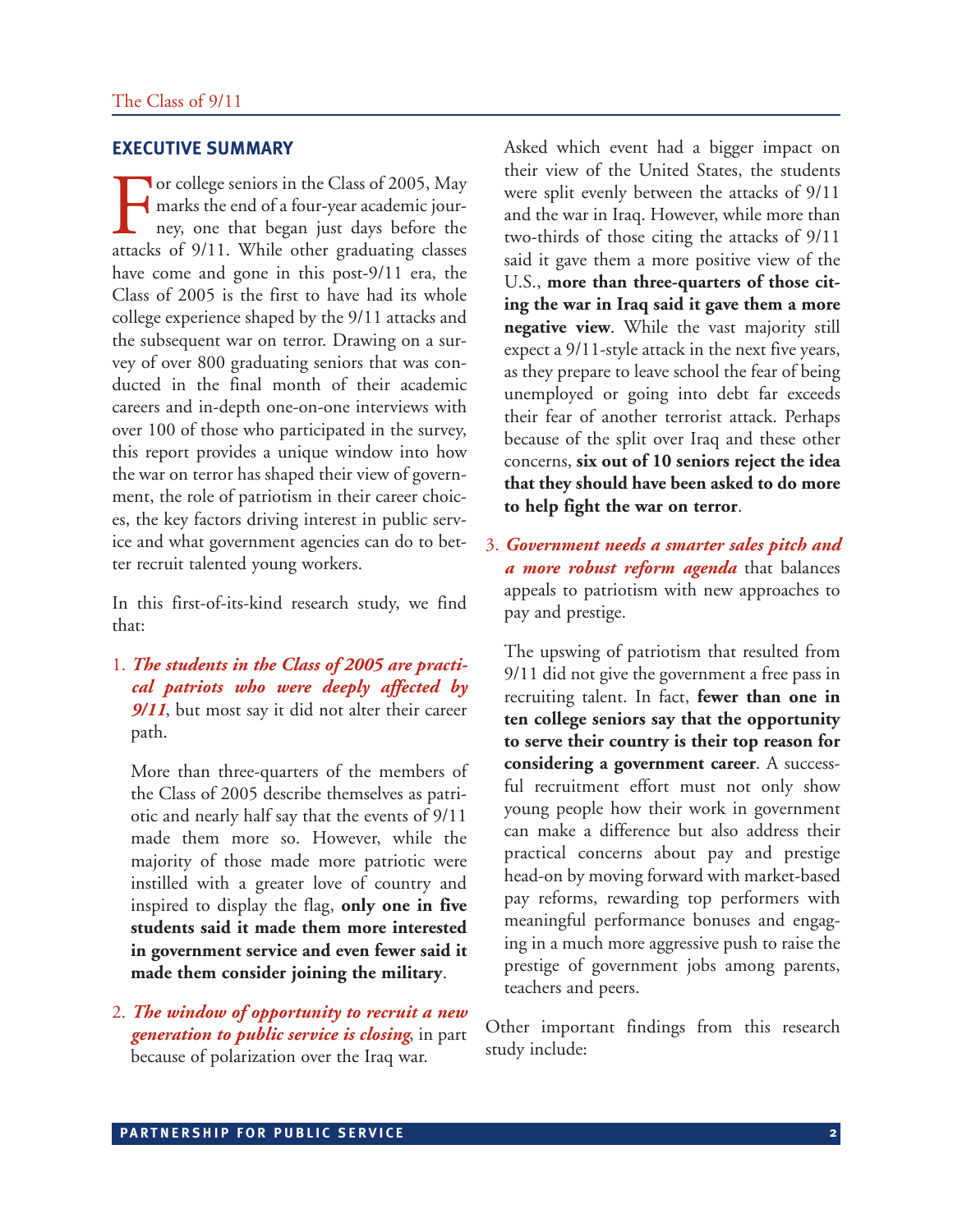## EXECUTIVE SUMMARY

For college seniors in the Class of 2005, May marks the end of a four-year academic journey, one that began just days before the attacks of 9/11. While other graduating classes have come and gone in this post-9/11 era, the Class of 2005 is the first to have had its whole college experience shaped by the 9/11 attacks and the subsequent war on terror. Drawing on a survey of over 800 graduating seniors that was conducted in the final month of their academic careers and in-depth one-on-one interviews with over 100 of those who participated in the survey, this report provides a unique window into how the war on terror has shaped their view of government, the role of patriotism in their career choices, the key factors driving interest in public service and what government agencies can do to better recruit talented young workers.

In this first-of-its-kind research study, we find that:

1. ***The students in the Class of 2005 are practical patriots who were deeply affected by 9/11***, but most say it did not alter their career path.

   More than three-quarters of the members of the Class of 2005 describe themselves as patriotic and nearly half say that the events of 9/11 made them more so. However, while the majority of those made more patriotic were instilled with a greater love of country and inspired to display the flag, **only one in five students said it made them more interested in government service and even fewer said it made them consider joining the military**.

2. ***The window of opportunity to recruit a new generation to public service is closing***, in part because of polarization over the Iraq war.

   Asked which event had a bigger impact on their view of the United States, the students were split evenly between the attacks of 9/11 and the war in Iraq. However, while more than two-thirds of those citing the attacks of 9/11 said it gave them a more positive view of the U.S., **more than three-quarters of those citing the war in Iraq said it gave them a more negative view**. While the vast majority still expect a 9/11-style attack in the next five years, as they prepare to leave school the fear of being unemployed or going into debt far exceeds their fear of another terrorist attack. Perhaps because of the split over Iraq and these other concerns, **six out of 10 seniors reject the idea that they should have been asked to do more to help fight the war on terror**.

3. ***Government needs a smarter sales pitch and a more robust reform agenda*** that balances appeals to patriotism with new approaches to pay and prestige.

   The upswing of patriotism that resulted from 9/11 did not give the government a free pass in recruiting talent. In fact, **fewer than one in ten college seniors say that the opportunity to serve their country is their top reason for considering a government career**. A successful recruitment effort must not only show young people how their work in government can make a difference but also address their practical concerns about pay and prestige head-on by moving forward with market-based pay reforms, rewarding top performers with meaningful performance bonuses and engaging in a much more aggressive push to raise the prestige of government jobs among parents, teachers and peers.

Other important findings from this research study include: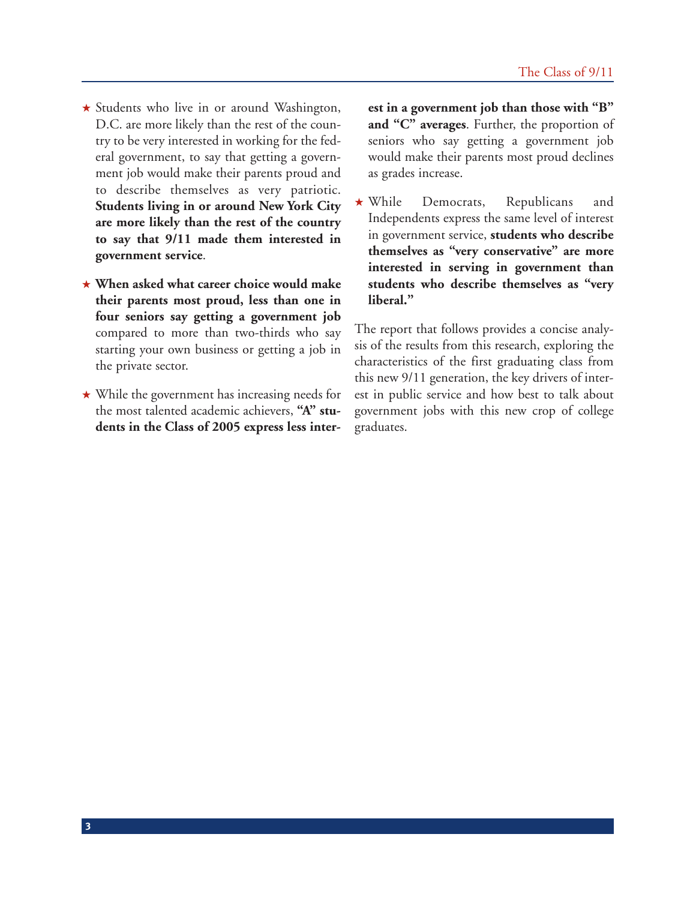- Students who live in or around Washington, D.C. are more likely than the rest of the country to be very interested in working for the federal government, to say that getting a government job would make their parents proud and to describe themselves as very patriotic. **Students living in or around New York City are more likely than the rest of the country to say that 9/11 made them interested in government service**.

- **When asked what career choice would make their parents most proud, less than one in four seniors say getting a government job** compared to more than two-thirds who say starting your own business or getting a job in the private sector.

- While the government has increasing needs for the most talented academic achievers, **"A" students in the Class of 2005 express less interest in a government job than those with "B" and "C" averages**. Further, the proportion of seniors who say getting a government job would make their parents most proud declines as grades increase.

- While Democrats, Republicans and Independents express the same level of interest in government service, **students who describe themselves as "very conservative" are more interested in serving in government than students who describe themselves as "very liberal."**

The report that follows provides a concise analysis of the results from this research, exploring the characteristics of the first graduating class from this new 9/11 generation, the key drivers of interest in public service and how best to talk about government jobs with this new crop of college graduates.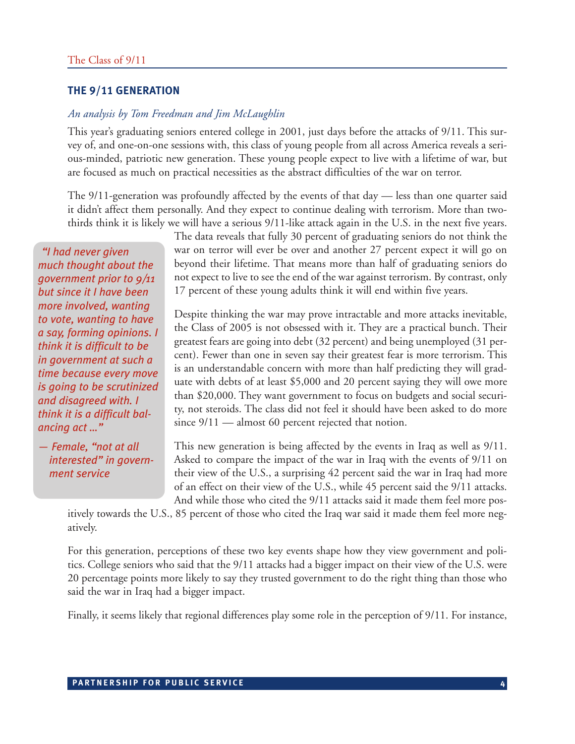## THE 9/11 GENERATION

*An analysis by Tom Freedman and Jim McLaughlin*

This year's graduating seniors entered college in 2001, just days before the attacks of 9/11. This survey of, and one-on-one sessions with, this class of young people from all across America reveals a serious-minded, patriotic new generation. These young people expect to live with a lifetime of war, but are focused as much on practical necessities as the abstract difficulties of the war on terror.

The 9/11-generation was profoundly affected by the events of that day — less than one quarter said it didn't affect them personally. And they expect to continue dealing with terrorism. More than two-thirds think it is likely we will have a serious 9/11-like attack again in the U.S. in the next five years. The data reveals that fully 30 percent of graduating seniors do not think the war on terror will ever be over and another 27 percent expect it will go on beyond their lifetime. That means more than half of graduating seniors do not expect to live to see the end of the war against terrorism. By contrast, only 17 percent of these young adults think it will end within five years.

> *"I had never given much thought about the government prior to 9/11 but since it I have been more involved, wanting to vote, wanting to have a say, forming opinions. I think it is difficult to be in government at such a time because every move is going to be scrutinized and disagreed with. I think it is a difficult balancing act ..."*
>
> *— Female, "not at all interested" in government service*

Despite thinking the war may prove intractable and more attacks inevitable, the Class of 2005 is not obsessed with it. They are a practical bunch. Their greatest fears are going into debt (32 percent) and being unemployed (31 percent). Fewer than one in seven say their greatest fear is more terrorism. This is an understandable concern with more than half predicting they will graduate with debts of at least $5,000 and 20 percent saying they will owe more than $20,000. They want government to focus on budgets and social security, not steroids. The class did not feel it should have been asked to do more since 9/11 — almost 60 percent rejected that notion.

This new generation is being affected by the events in Iraq as well as 9/11. Asked to compare the impact of the war in Iraq with the events of 9/11 on their view of the U.S., a surprising 42 percent said the war in Iraq had more of an effect on their view of the U.S., while 45 percent said the 9/11 attacks. And while those who cited the 9/11 attacks said it made them feel more positively towards the U.S., 85 percent of those who cited the Iraq war said it made them feel more negatively.

For this generation, perceptions of these two key events shape how they view government and politics. College seniors who said that the 9/11 attacks had a bigger impact on their view of the U.S. were 20 percentage points more likely to say they trusted government to do the right thing than those who said the war in Iraq had a bigger impact.

Finally, it seems likely that regional differences play some role in the perception of 9/11. For instance,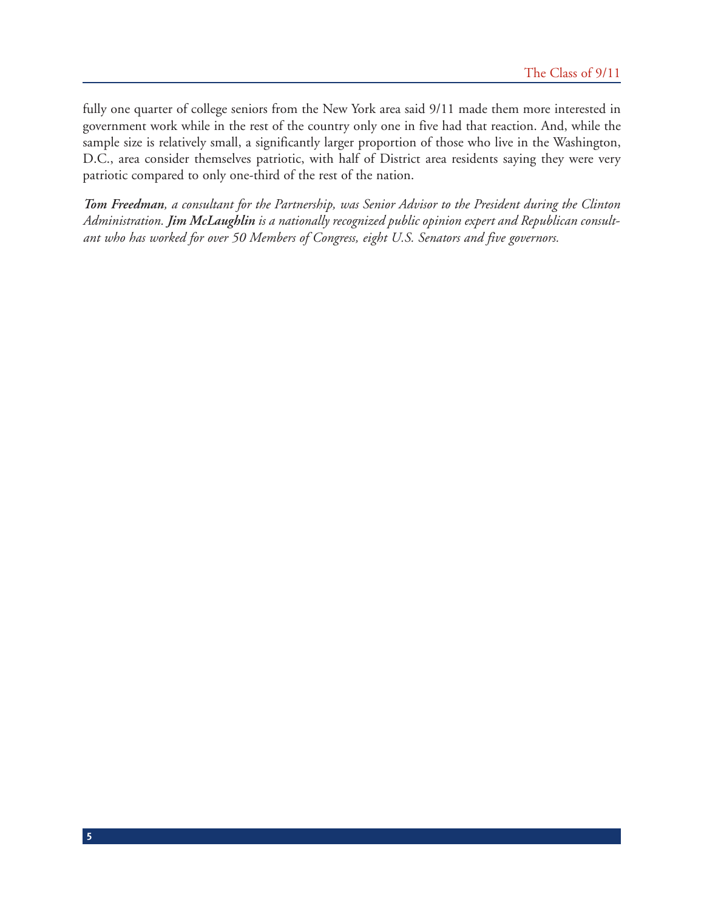fully one quarter of college seniors from the New York area said 9/11 made them more interested in government work while in the rest of the country only one in five had that reaction. And, while the sample size is relatively small, a significantly larger proportion of those who live in the Washington, D.C., area consider themselves patriotic, with half of District area residents saying they were very patriotic compared to only one-third of the rest of the nation.

***Tom Freedman**, a consultant for the Partnership, was Senior Advisor to the President during the Clinton Administration. **Jim McLaughlin** is a nationally recognized public opinion expert and Republican consultant who has worked for over 50 Members of Congress, eight U.S. Senators and five governors.*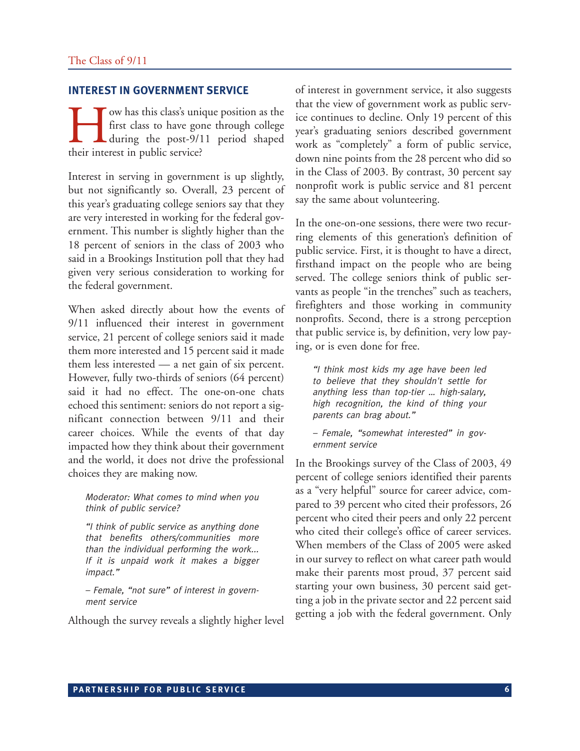## INTEREST IN GOVERNMENT SERVICE

How has this class's unique position as the first class to have gone through college during the post-9/11 period shaped their interest in public service?

Interest in serving in government is up slightly, but not significantly so. Overall, 23 percent of this year's graduating college seniors say that they are very interested in working for the federal government. This number is slightly higher than the 18 percent of seniors in the class of 2003 who said in a Brookings Institution poll that they had given very serious consideration to working for the federal government.

When asked directly about how the events of 9/11 influenced their interest in government service, 21 percent of college seniors said it made them more interested and 15 percent said it made them less interested — a net gain of six percent. However, fully two-thirds of seniors (64 percent) said it had no effect. The one-on-one chats echoed this sentiment: seniors do not report a significant connection between 9/11 and their career choices. While the events of that day impacted how they think about their government and the world, it does not drive the professional choices they are making now.

> *Moderator: What comes to mind when you think of public service?*
>
> *"I think of public service as anything done that benefits others/communities more than the individual performing the work… If it is unpaid work it makes a bigger impact."*
>
> *– Female, "not sure" of interest in government service*

Although the survey reveals a slightly higher level of interest in government service, it also suggests that the view of government work as public service continues to decline. Only 19 percent of this year's graduating seniors described government work as "completely" a form of public service, down nine points from the 28 percent who did so in the Class of 2003. By contrast, 30 percent say nonprofit work is public service and 81 percent say the same about volunteering.

In the one-on-one sessions, there were two recurring elements of this generation's definition of public service. First, it is thought to have a direct, firsthand impact on the people who are being served. The college seniors think of public servants as people "in the trenches" such as teachers, firefighters and those working in community nonprofits. Second, there is a strong perception that public service is, by definition, very low paying, or is even done for free.

> *"I think most kids my age have been led to believe that they shouldn't settle for anything less than top-tier … high-salary, high recognition, the kind of thing your parents can brag about."*
>
> *– Female, "somewhat interested" in government service*

In the Brookings survey of the Class of 2003, 49 percent of college seniors identified their parents as a "very helpful" source for career advice, compared to 39 percent who cited their professors, 26 percent who cited their peers and only 22 percent who cited their college's office of career services. When members of the Class of 2005 were asked in our survey to reflect on what career path would make their parents most proud, 37 percent said starting your own business, 30 percent said getting a job in the private sector and 22 percent said getting a job with the federal government. Only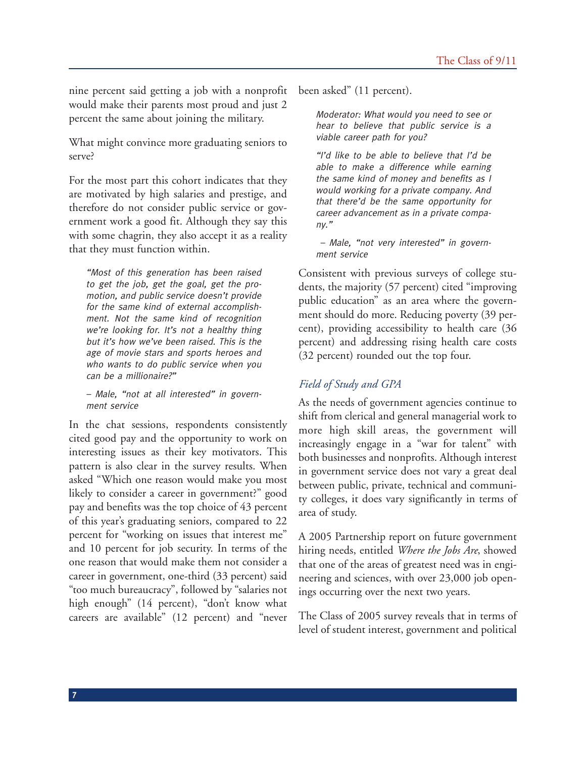nine percent said getting a job with a nonprofit would make their parents most proud and just 2 percent the same about joining the military.

What might convince more graduating seniors to serve?

For the most part this cohort indicates that they are motivated by high salaries and prestige, and therefore do not consider public service or government work a good fit. Although they say this with some chagrin, they also accept it as a reality that they must function within.

> *"Most of this generation has been raised to get the job, get the goal, get the promotion, and public service doesn't provide for the same kind of external accomplishment. Not the same kind of recognition we're looking for. It's not a healthy thing but it's how we've been raised. This is the age of movie stars and sports heroes and who wants to do public service when you can be a millionaire?"*
>
> *– Male, "not at all interested" in government service*

In the chat sessions, respondents consistently cited good pay and the opportunity to work on interesting issues as their key motivators. This pattern is also clear in the survey results. When asked "Which one reason would make you most likely to consider a career in government?" good pay and benefits was the top choice of 43 percent of this year's graduating seniors, compared to 22 percent for "working on issues that interest me" and 10 percent for job security. In terms of the one reason that would make them not consider a career in government, one-third (33 percent) said "too much bureaucracy", followed by "salaries not high enough" (14 percent), "don't know what careers are available" (12 percent) and "never been asked" (11 percent).

> *Moderator: What would you need to see or hear to believe that public service is a viable career path for you?*
>
> *"I'd like to be able to believe that I'd be able to make a difference while earning the same kind of money and benefits as I would working for a private company. And that there'd be the same opportunity for career advancement as in a private company."*
>
> *– Male, "not very interested" in government service*

Consistent with previous surveys of college students, the majority (57 percent) cited "improving public education" as an area where the government should do more. Reducing poverty (39 percent), providing accessibility to health care (36 percent) and addressing rising health care costs (32 percent) rounded out the top four.

### *Field of Study and GPA*

As the needs of government agencies continue to shift from clerical and general managerial work to more high skill areas, the government will increasingly engage in a "war for talent" with both businesses and nonprofits. Although interest in government service does not vary a great deal between public, private, technical and community colleges, it does vary significantly in terms of area of study.

A 2005 Partnership report on future government hiring needs, entitled *Where the Jobs Are*, showed that one of the areas of greatest need was in engineering and sciences, with over 23,000 job openings occurring over the next two years.

The Class of 2005 survey reveals that in terms of level of student interest, government and political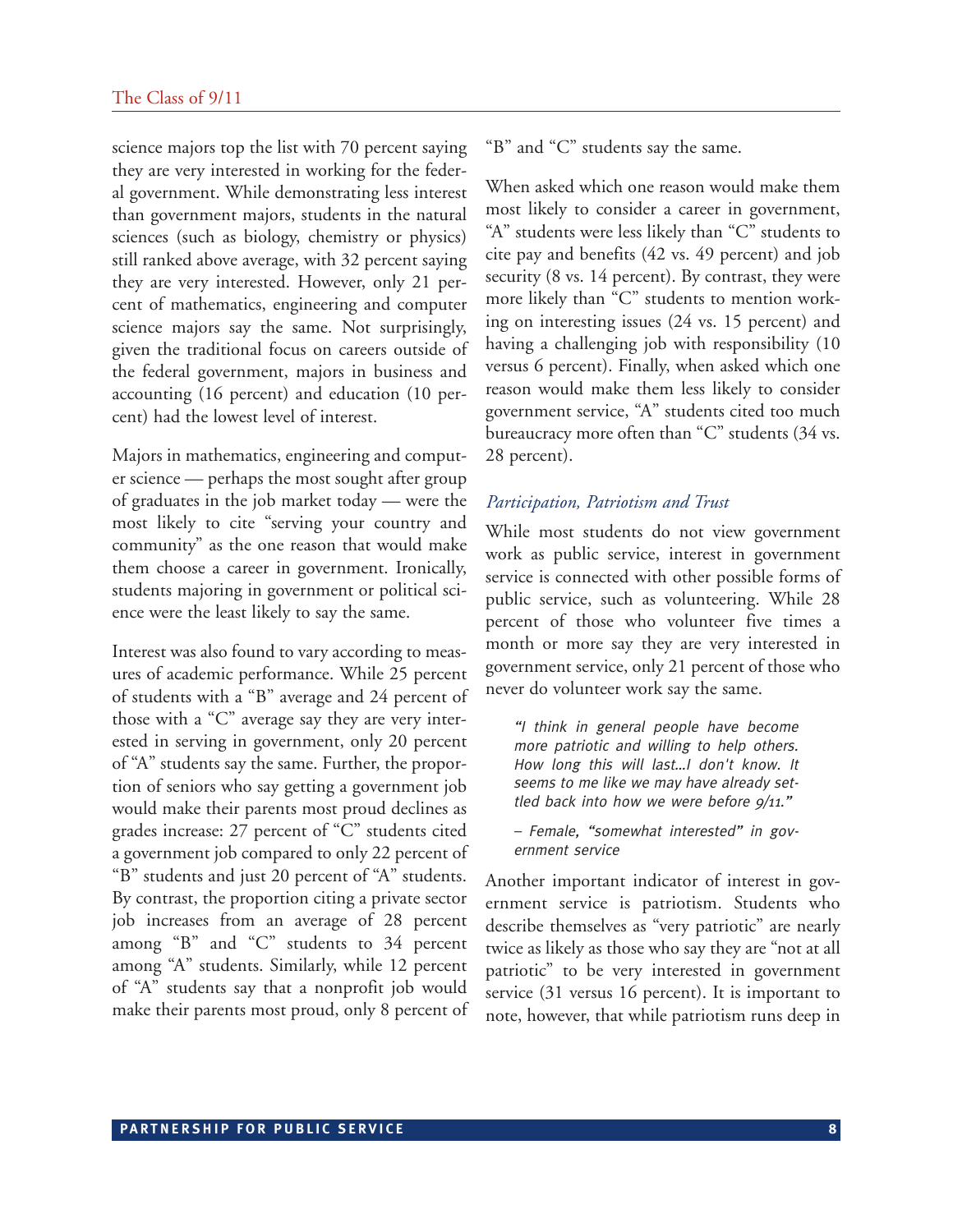science majors top the list with 70 percent saying they are very interested in working for the federal government. While demonstrating less interest than government majors, students in the natural sciences (such as biology, chemistry or physics) still ranked above average, with 32 percent saying they are very interested. However, only 21 percent of mathematics, engineering and computer science majors say the same. Not surprisingly, given the traditional focus on careers outside of the federal government, majors in business and accounting (16 percent) and education (10 percent) had the lowest level of interest.

Majors in mathematics, engineering and computer science — perhaps the most sought after group of graduates in the job market today — were the most likely to cite "serving your country and community" as the one reason that would make them choose a career in government. Ironically, students majoring in government or political science were the least likely to say the same.

Interest was also found to vary according to measures of academic performance. While 25 percent of students with a "B" average and 24 percent of those with a "C" average say they are very interested in serving in government, only 20 percent of "A" students say the same. Further, the proportion of seniors who say getting a government job would make their parents most proud declines as grades increase: 27 percent of "C" students cited a government job compared to only 22 percent of "B" students and just 20 percent of "A" students. By contrast, the proportion citing a private sector job increases from an average of 28 percent among "B" and "C" students to 34 percent among "A" students. Similarly, while 12 percent of "A" students say that a nonprofit job would make their parents most proud, only 8 percent of "B" and "C" students say the same.

When asked which one reason would make them most likely to consider a career in government, "A" students were less likely than "C" students to cite pay and benefits (42 vs. 49 percent) and job security (8 vs. 14 percent). By contrast, they were more likely than "C" students to mention working on interesting issues (24 vs. 15 percent) and having a challenging job with responsibility (10 versus 6 percent). Finally, when asked which one reason would make them less likely to consider government service, "A" students cited too much bureaucracy more often than "C" students (34 vs. 28 percent).

### *Participation, Patriotism and Trust*

While most students do not view government work as public service, interest in government service is connected with other possible forms of public service, such as volunteering. While 28 percent of those who volunteer five times a month or more say they are very interested in government service, only 21 percent of those who never do volunteer work say the same.

> *"I think in general people have become more patriotic and willing to help others. How long this will last...I don't know. It seems to me like we may have already settled back into how we were before 9/11."*
>
> *– Female, "somewhat interested" in government service*

Another important indicator of interest in government service is patriotism. Students who describe themselves as "very patriotic" are nearly twice as likely as those who say they are "not at all patriotic" to be very interested in government service (31 versus 16 percent). It is important to note, however, that while patriotism runs deep in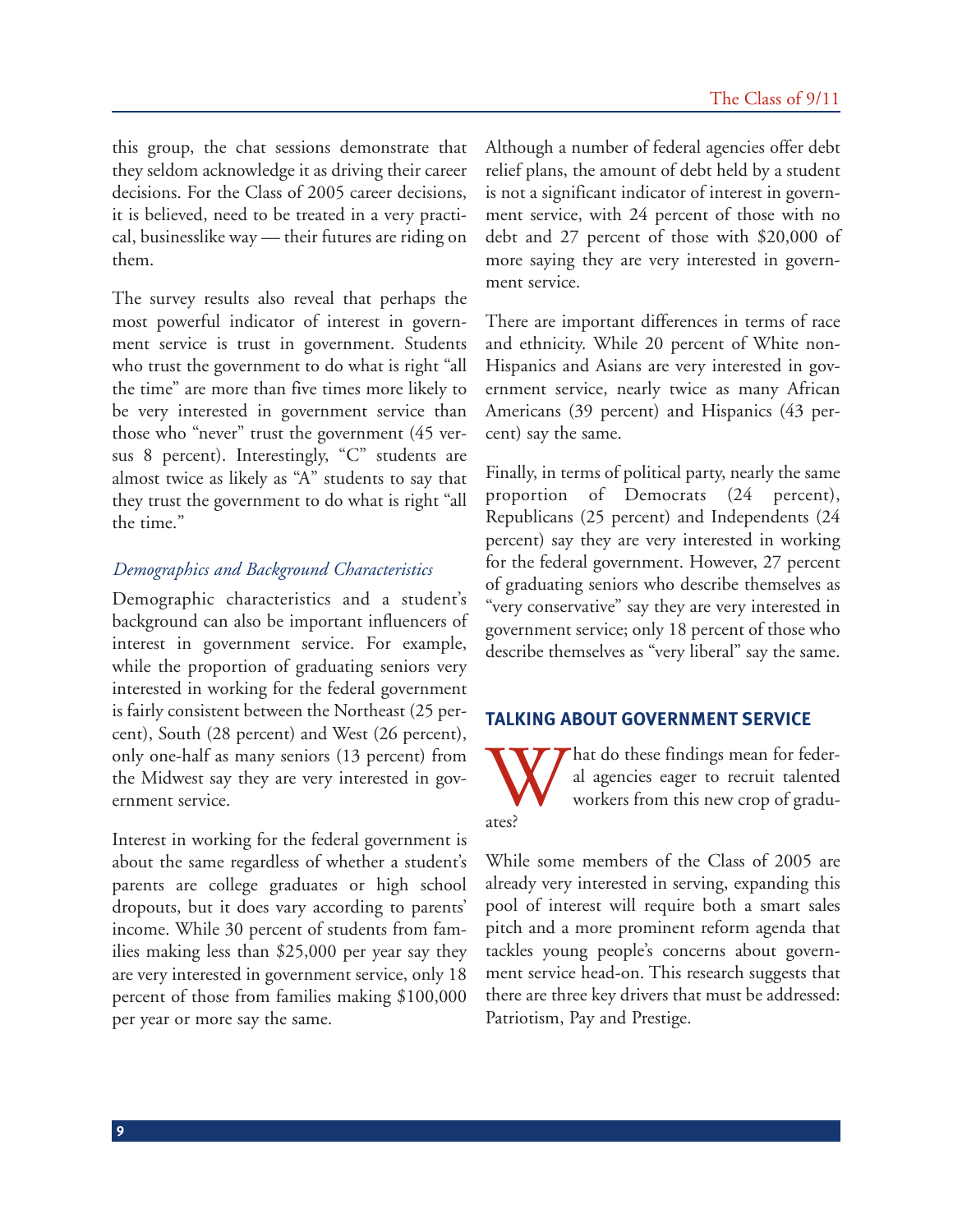this group, the chat sessions demonstrate that they seldom acknowledge it as driving their career decisions. For the Class of 2005 career decisions, it is believed, need to be treated in a very practical, businesslike way — their futures are riding on them.

The survey results also reveal that perhaps the most powerful indicator of interest in government service is trust in government. Students who trust the government to do what is right "all the time" are more than five times more likely to be very interested in government service than those who "never" trust the government (45 versus 8 percent). Interestingly, "C" students are almost twice as likely as "A" students to say that they trust the government to do what is right "all the time."

### *Demographics and Background Characteristics*

Demographic characteristics and a student's background can also be important influencers of interest in government service. For example, while the proportion of graduating seniors very interested in working for the federal government is fairly consistent between the Northeast (25 percent), South (28 percent) and West (26 percent), only one-half as many seniors (13 percent) from the Midwest say they are very interested in government service.

Interest in working for the federal government is about the same regardless of whether a student's parents are college graduates or high school dropouts, but it does vary according to parents' income. While 30 percent of students from families making less than $25,000 per year say they are very interested in government service, only 18 percent of those from families making $100,000 per year or more say the same.

Although a number of federal agencies offer debt relief plans, the amount of debt held by a student is not a significant indicator of interest in government service, with 24 percent of those with no debt and 27 percent of those with $20,000 of more saying they are very interested in government service.

There are important differences in terms of race and ethnicity. While 20 percent of White non-Hispanics and Asians are very interested in government service, nearly twice as many African Americans (39 percent) and Hispanics (43 percent) say the same.

Finally, in terms of political party, nearly the same proportion of Democrats (24 percent), Republicans (25 percent) and Independents (24 percent) say they are very interested in working for the federal government. However, 27 percent of graduating seniors who describe themselves as "very conservative" say they are very interested in government service; only 18 percent of those who describe themselves as "very liberal" say the same.

## TALKING ABOUT GOVERNMENT SERVICE

What do these findings mean for federal agencies eager to recruit talented workers from this new crop of graduates?

While some members of the Class of 2005 are already very interested in serving, expanding this pool of interest will require both a smart sales pitch and a more prominent reform agenda that tackles young people's concerns about government service head-on. This research suggests that there are three key drivers that must be addressed: Patriotism, Pay and Prestige.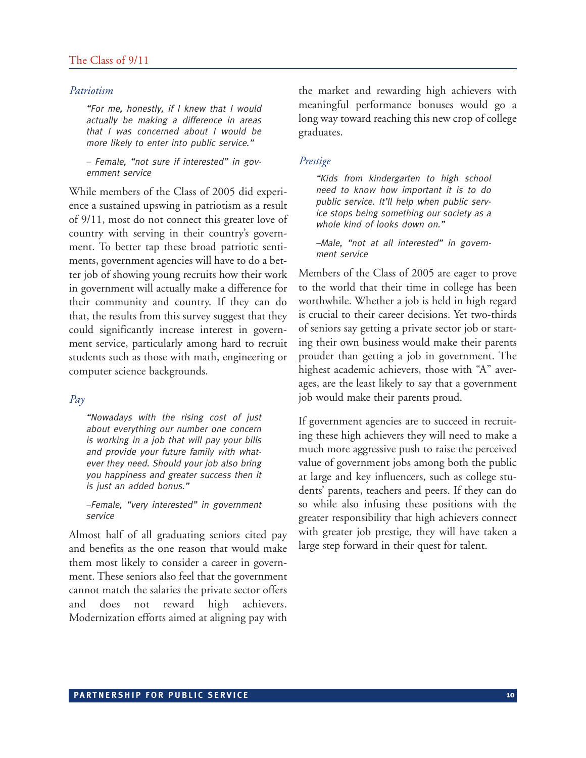### *Patriotism*

> *"For me, honestly, if I knew that I would actually be making a difference in areas that I was concerned about I would be more likely to enter into public service."*
>
> *– Female, "not sure if interested" in government service*

While members of the Class of 2005 did experience a sustained upswing in patriotism as a result of 9/11, most do not connect this greater love of country with serving in their country's government. To better tap these broad patriotic sentiments, government agencies will have to do a better job of showing young recruits how their work in government will actually make a difference for their community and country. If they can do that, the results from this survey suggest that they could significantly increase interest in government service, particularly among hard to recruit students such as those with math, engineering or computer science backgrounds.

### *Pay*

> *"Nowadays with the rising cost of just about everything our number one concern is working in a job that will pay your bills and provide your future family with whatever they need. Should your job also bring you happiness and greater success then it is just an added bonus."*
>
> *–Female, "very interested" in government service*

Almost half of all graduating seniors cited pay and benefits as the one reason that would make them most likely to consider a career in government. These seniors also feel that the government cannot match the salaries the private sector offers and does not reward high achievers. Modernization efforts aimed at aligning pay with the market and rewarding high achievers with meaningful performance bonuses would go a long way toward reaching this new crop of college graduates.

### *Prestige*

> *"Kids from kindergarten to high school need to know how important it is to do public service. It'll help when public service stops being something our society as a whole kind of looks down on."*
>
> *–Male, "not at all interested" in government service*

Members of the Class of 2005 are eager to prove to the world that their time in college has been worthwhile. Whether a job is held in high regard is crucial to their career decisions. Yet two-thirds of seniors say getting a private sector job or starting their own business would make their parents prouder than getting a job in government. The highest academic achievers, those with "A" averages, are the least likely to say that a government job would make their parents proud.

If government agencies are to succeed in recruiting these high achievers they will need to make a much more aggressive push to raise the perceived value of government jobs among both the public at large and key influencers, such as college students' parents, teachers and peers. If they can do so while also infusing these positions with the greater responsibility that high achievers connect with greater job prestige, they will have taken a large step forward in their quest for talent.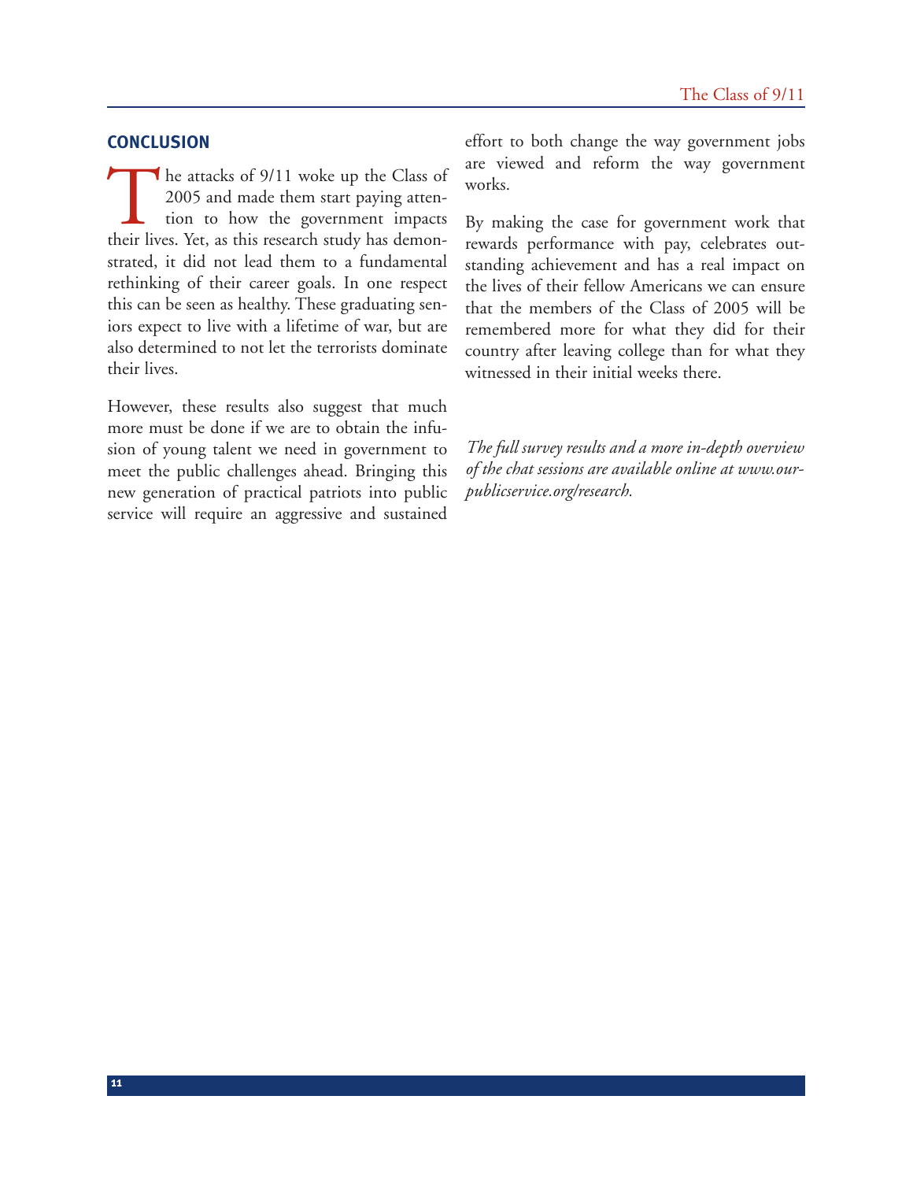## CONCLUSION

The attacks of 9/11 woke up the Class of 2005 and made them start paying attention to how the government impacts their lives. Yet, as this research study has demonstrated, it did not lead them to a fundamental rethinking of their career goals. In one respect this can be seen as healthy. These graduating seniors expect to live with a lifetime of war, but are also determined to not let the terrorists dominate their lives.

However, these results also suggest that much more must be done if we are to obtain the infusion of young talent we need in government to meet the public challenges ahead. Bringing this new generation of practical patriots into public service will require an aggressive and sustained effort to both change the way government jobs are viewed and reform the way government works.

By making the case for government work that rewards performance with pay, celebrates outstanding achievement and has a real impact on the lives of their fellow Americans we can ensure that the members of the Class of 2005 will be remembered more for what they did for their country after leaving college than for what they witnessed in their initial weeks there.

*The full survey results and a more in-depth overview of the chat sessions are available online at www.ourpublicservice.org/research.*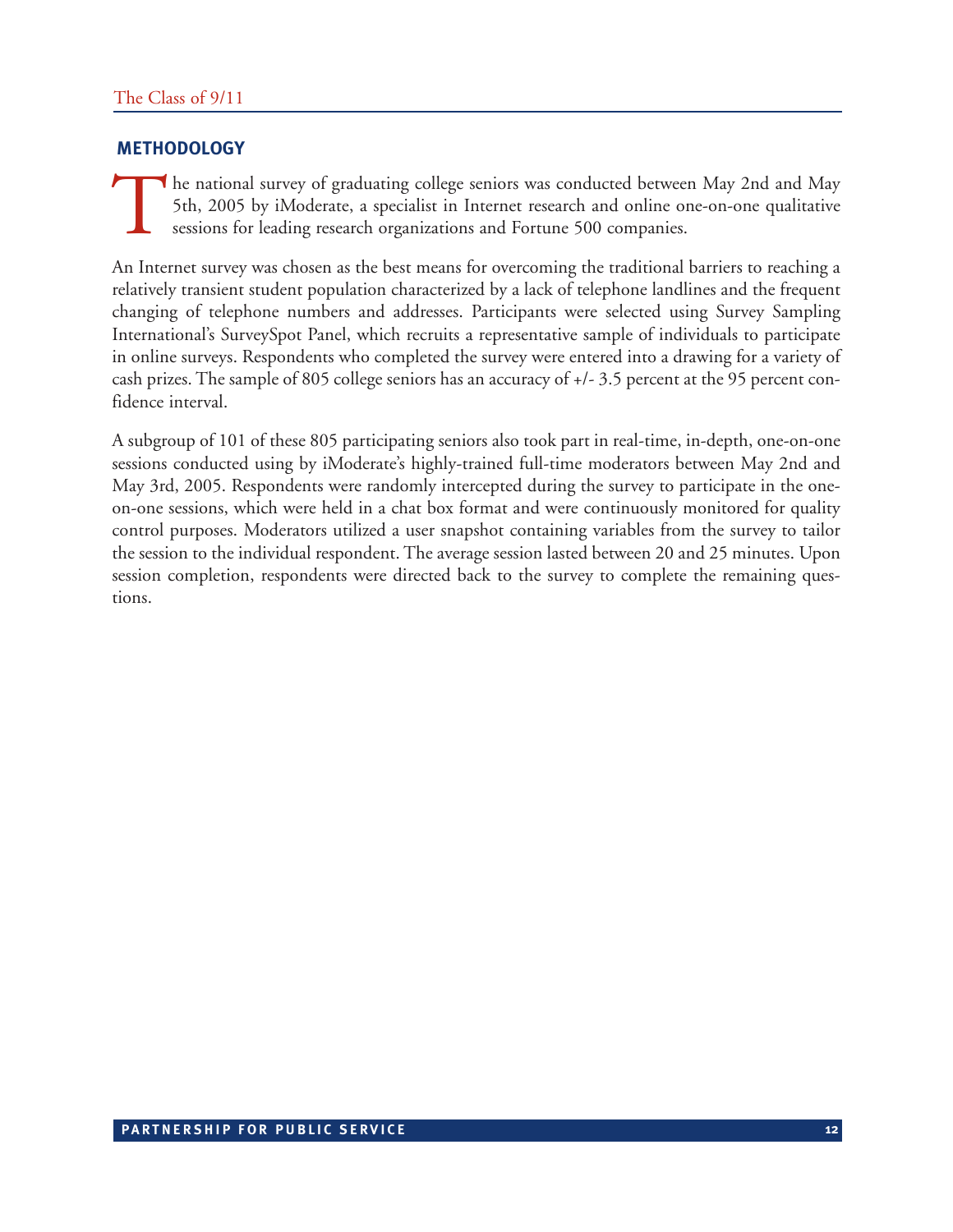## METHODOLOGY

The national survey of graduating college seniors was conducted between May 2nd and May 5th, 2005 by iModerate, a specialist in Internet research and online one-on-one qualitative sessions for leading research organizations and Fortune 500 companies.

An Internet survey was chosen as the best means for overcoming the traditional barriers to reaching a relatively transient student population characterized by a lack of telephone landlines and the frequent changing of telephone numbers and addresses. Participants were selected using Survey Sampling International's SurveySpot Panel, which recruits a representative sample of individuals to participate in online surveys. Respondents who completed the survey were entered into a drawing for a variety of cash prizes. The sample of 805 college seniors has an accuracy of +/- 3.5 percent at the 95 percent confidence interval.

A subgroup of 101 of these 805 participating seniors also took part in real-time, in-depth, one-on-one sessions conducted using by iModerate's highly-trained full-time moderators between May 2nd and May 3rd, 2005. Respondents were randomly intercepted during the survey to participate in the one-on-one sessions, which were held in a chat box format and were continuously monitored for quality control purposes. Moderators utilized a user snapshot containing variables from the survey to tailor the session to the individual respondent. The average session lasted between 20 and 25 minutes. Upon session completion, respondents were directed back to the survey to complete the remaining questions.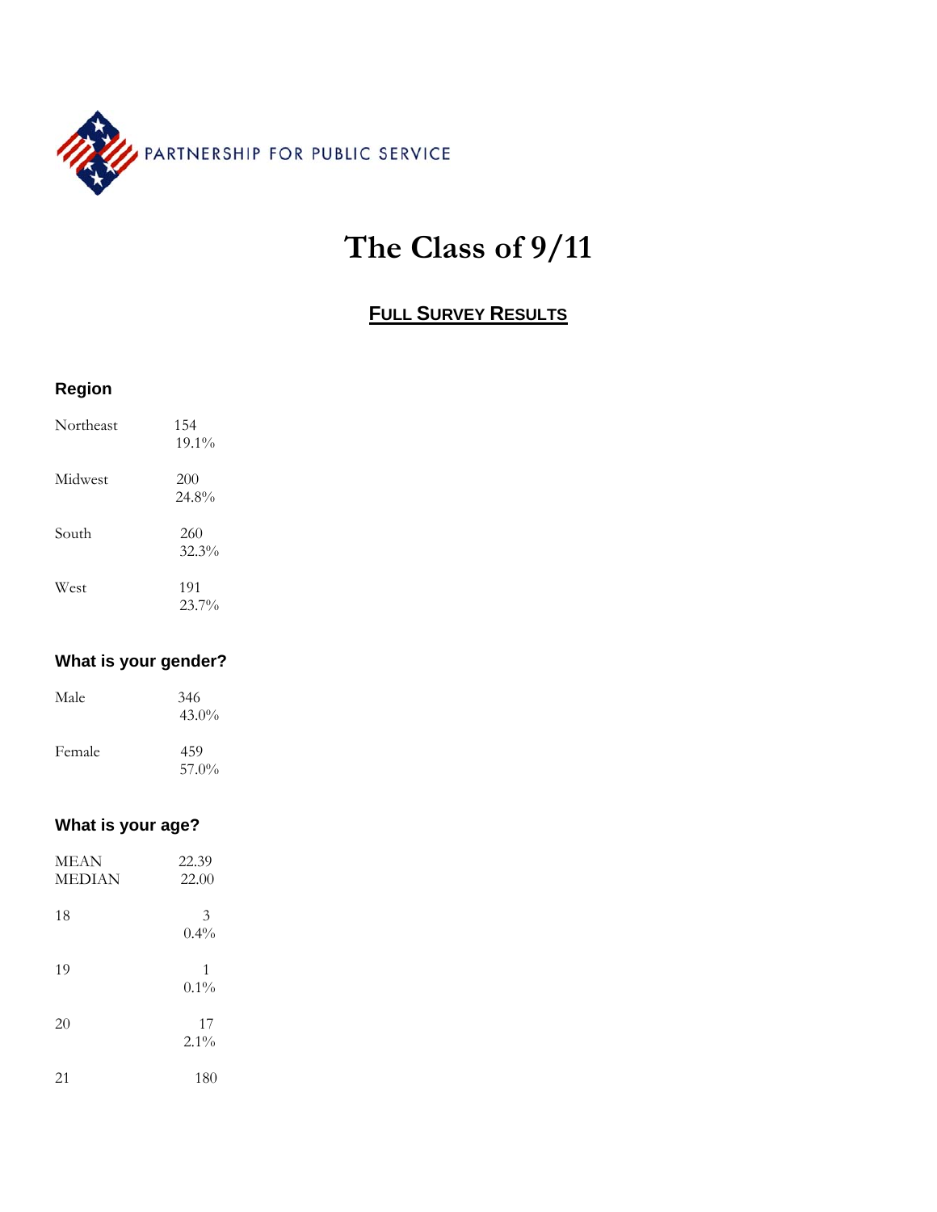PARTNERSHIP FOR PUBLIC SERVICE

# The Class of 9/11

## FULL SURVEY RESULTS

### Region

| | |
|---|---|
| Northeast | 154<br>19.1% |
| Midwest | 200<br>24.8% |
| South | 260<br>32.3% |
| West | 191<br>23.7% |

### What is your gender?

| | |
|---|---|
| Male | 346<br>43.0% |
| Female | 459<br>57.0% |

### What is your age?

| | |
|---|---|
| MEAN<br>MEDIAN | 22.39<br>22.00 |
| 18 | 3<br>0.4% |
| 19 | 1<br>0.1% |
| 20 | 17<br>2.1% |
| 21 | 180 |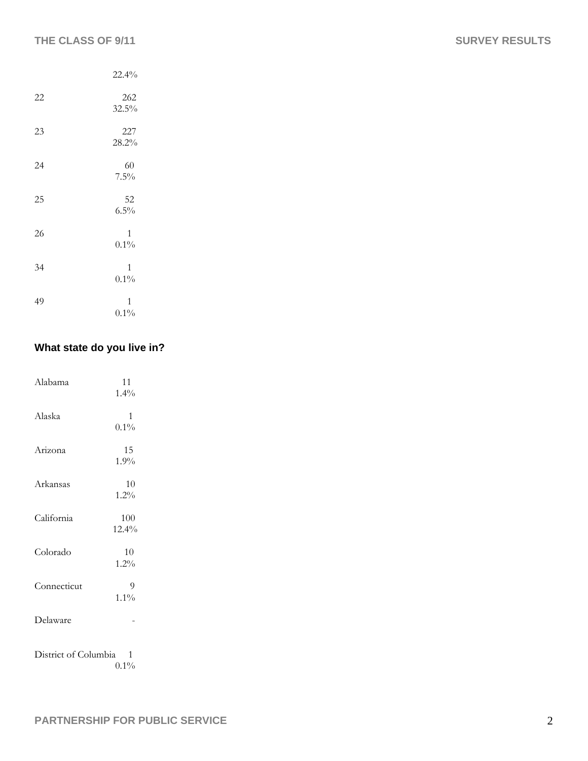| | |
|---|---|
| | 22.4% |
| 22 | 262<br>32.5% |
| 23 | 227<br>28.2% |
| 24 | 60<br>7.5% |
| 25 | 52<br>6.5% |
| 26 | 1<br>0.1% |
| 34 | 1<br>0.1% |
| 49 | 1<br>0.1% |

**What state do you live in?**

| | |
|---|---|
| Alabama | 11<br>1.4% |
| Alaska | 1<br>0.1% |
| Arizona | 15<br>1.9% |
| Arkansas | 10<br>1.2% |
| California | 100<br>12.4% |
| Colorado | 10<br>1.2% |
| Connecticut | 9<br>1.1% |
| Delaware | - |
| District of Columbia | 1<br>0.1% |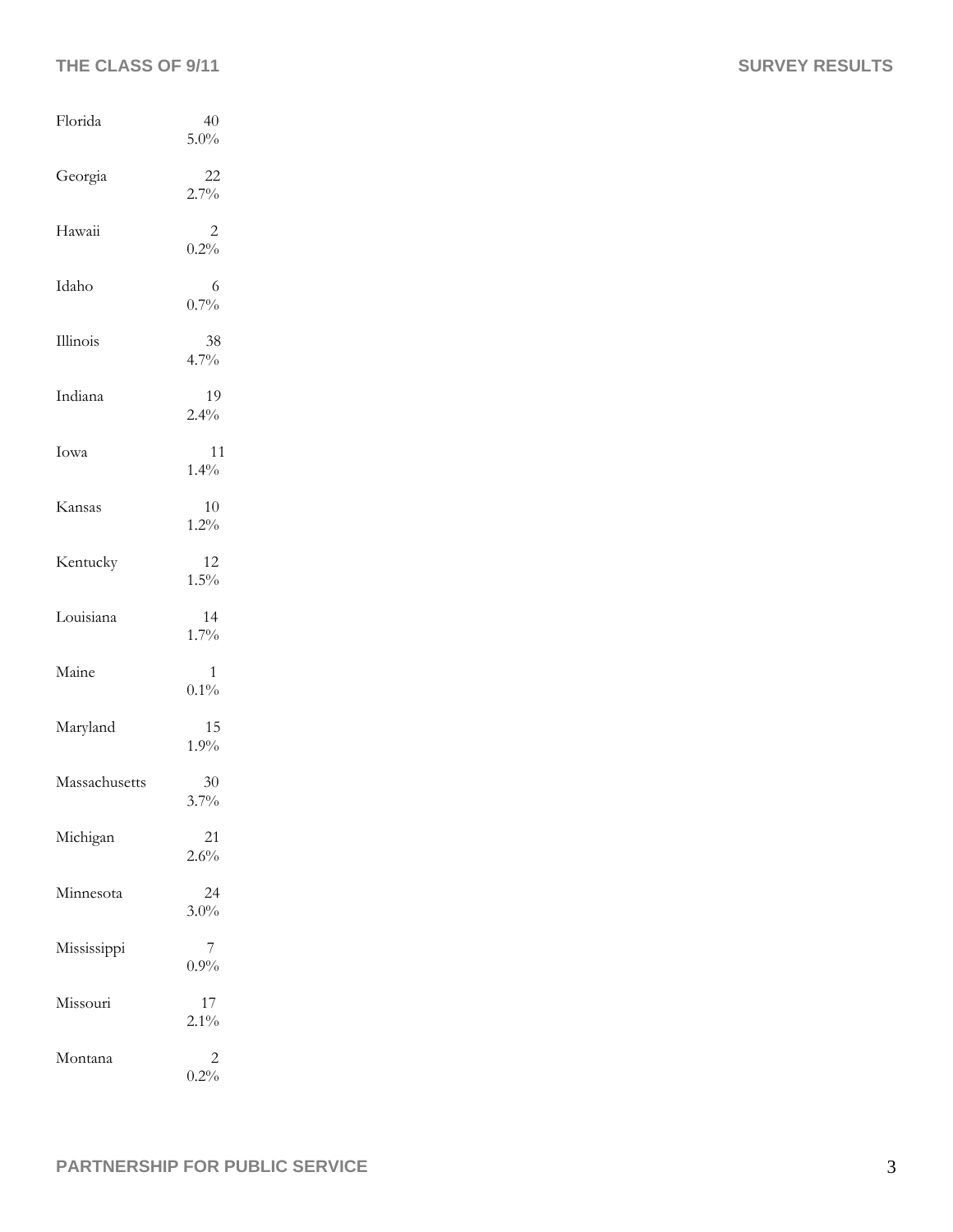| State | Count / % |
|---|---|
| Florida | 40<br>5.0% |
| Georgia | 22<br>2.7% |
| Hawaii | 2<br>0.2% |
| Idaho | 6<br>0.7% |
| Illinois | 38<br>4.7% |
| Indiana | 19<br>2.4% |
| Iowa | 11<br>1.4% |
| Kansas | 10<br>1.2% |
| Kentucky | 12<br>1.5% |
| Louisiana | 14<br>1.7% |
| Maine | 1<br>0.1% |
| Maryland | 15<br>1.9% |
| Massachusetts | 30<br>3.7% |
| Michigan | 21<br>2.6% |
| Minnesota | 24<br>3.0% |
| Mississippi | 7<br>0.9% |
| Missouri | 17<br>2.1% |
| Montana | 2<br>0.2% |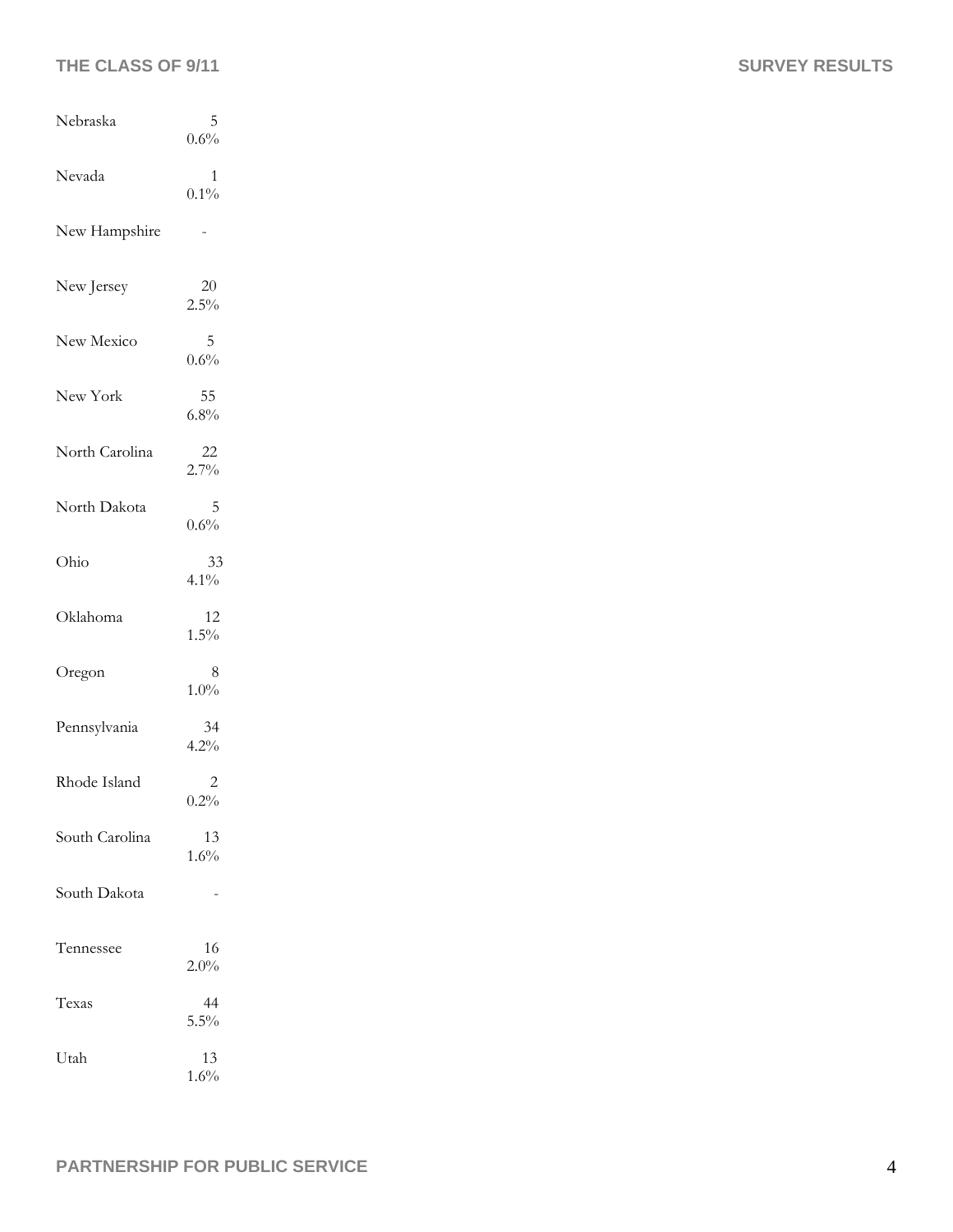| State | Count / Percent |
|---|---|
| Nebraska | 5<br>0.6% |
| Nevada | 1<br>0.1% |
| New Hampshire | - |
| New Jersey | 20<br>2.5% |
| New Mexico | 5<br>0.6% |
| New York | 55<br>6.8% |
| North Carolina | 22<br>2.7% |
| North Dakota | 5<br>0.6% |
| Ohio | 33<br>4.1% |
| Oklahoma | 12<br>1.5% |
| Oregon | 8<br>1.0% |
| Pennsylvania | 34<br>4.2% |
| Rhode Island | 2<br>0.2% |
| South Carolina | 13<br>1.6% |
| South Dakota | - |
| Tennessee | 16<br>2.0% |
| Texas | 44<br>5.5% |
| Utah | 13<br>1.6% |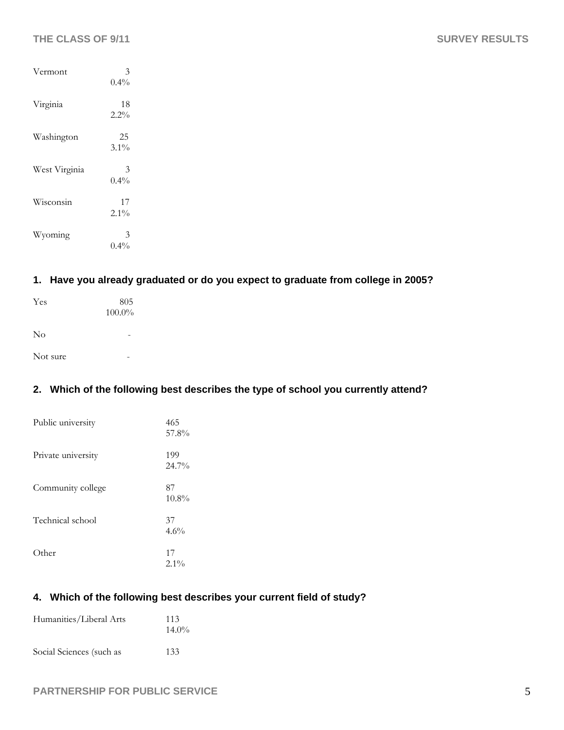| | |
|---|---|
| Vermont | 3<br>0.4% |
| Virginia | 18<br>2.2% |
| Washington | 25<br>3.1% |
| West Virginia | 3<br>0.4% |
| Wisconsin | 17<br>2.1% |
| Wyoming | 3<br>0.4% |

### 1. Have you already graduated or do you expect to graduate from college in 2005?

| | |
|---|---|
| Yes | 805<br>100.0% |
| No | - |
| Not sure | - |

### 2. Which of the following best describes the type of school you currently attend?

| | |
|---|---|
| Public university | 465<br>57.8% |
| Private university | 199<br>24.7% |
| Community college | 87<br>10.8% |
| Technical school | 37<br>4.6% |
| Other | 17<br>2.1% |

### 4. Which of the following best describes your current field of study?

| | |
|---|---|
| Humanities/Liberal Arts | 113<br>14.0% |
| Social Sciences (such as | 133 |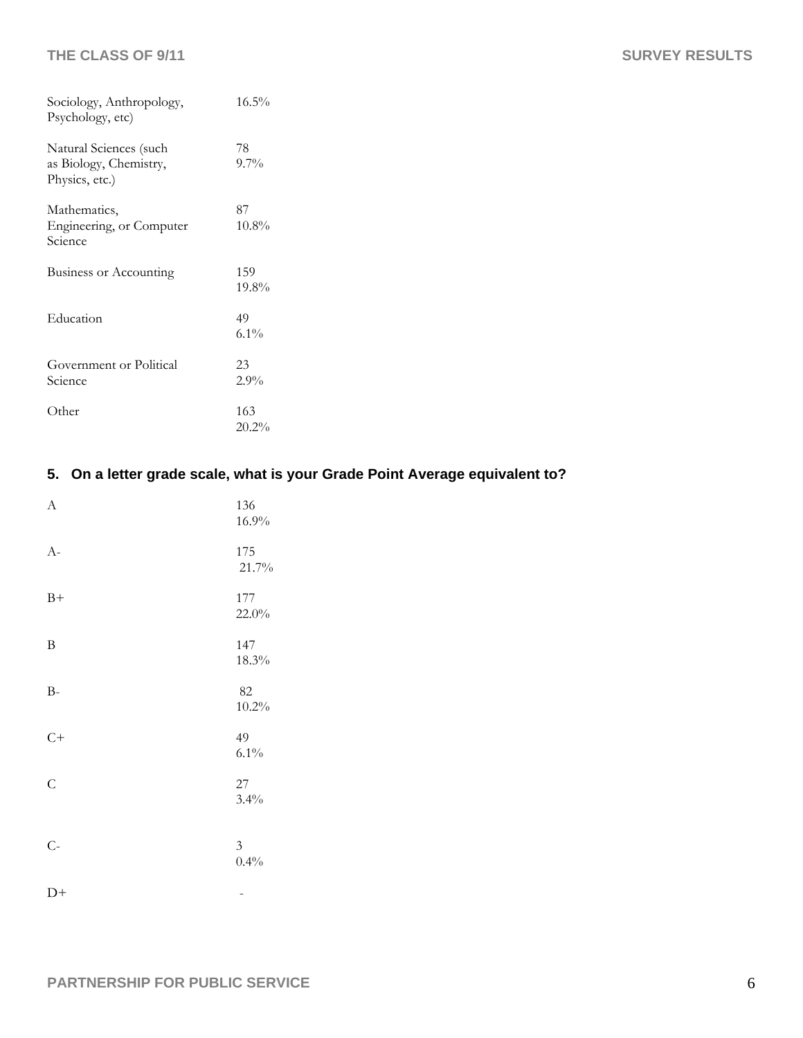| | |
|---|---|
| Sociology, Anthropology, Psychology, etc) | 16.5% |
| Natural Sciences (such as Biology, Chemistry, Physics, etc.) | 78<br>9.7% |
| Mathematics, Engineering, or Computer Science | 87<br>10.8% |
| Business or Accounting | 159<br>19.8% |
| Education | 49<br>6.1% |
| Government or Political Science | 23<br>2.9% |
| Other | 163<br>20.2% |

### 5. On a letter grade scale, what is your Grade Point Average equivalent to?

| | |
|---|---|
| A | 136<br>16.9% |
| A- | 175<br>21.7% |
| B+ | 177<br>22.0% |
| B | 147<br>18.3% |
| B- | 82<br>10.2% |
| C+ | 49<br>6.1% |
| C | 27<br>3.4% |
| C- | 3<br>0.4% |
| D+ | - |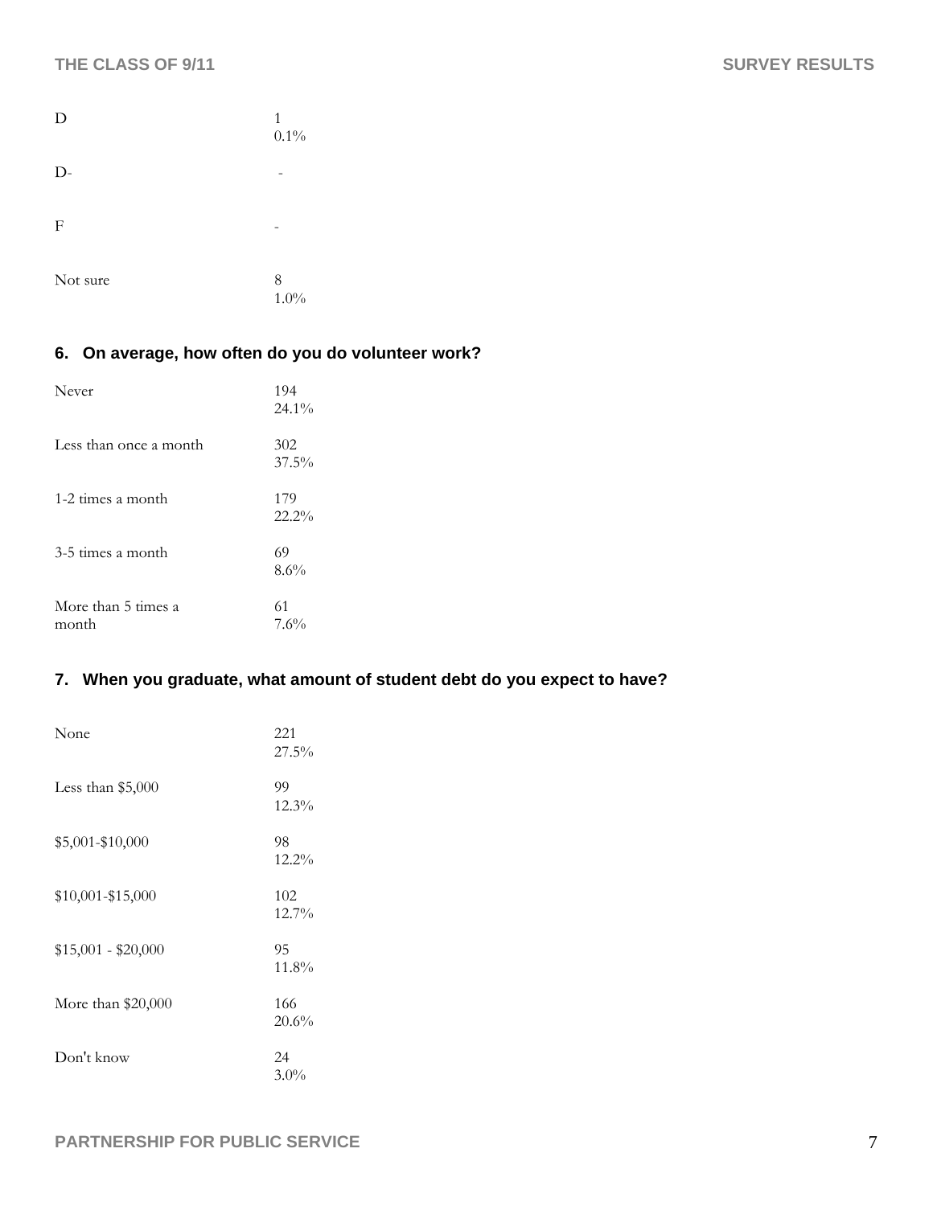| | |
|---|---|
| D | 1<br>0.1% |
| D- | - |
| F | - |
| Not sure | 8<br>1.0% |

### 6. On average, how often do you do volunteer work?

| | |
|---|---|
| Never | 194<br>24.1% |
| Less than once a month | 302<br>37.5% |
| 1-2 times a month | 179<br>22.2% |
| 3-5 times a month | 69<br>8.6% |
| More than 5 times a month | 61<br>7.6% |

### 7. When you graduate, what amount of student debt do you expect to have?

| | |
|---|---|
| None | 221<br>27.5% |
| Less than $5,000 | 99<br>12.3% |
| $5,001-$10,000 | 98<br>12.2% |
| $10,001-$15,000 | 102<br>12.7% |
| $15,001 - $20,000 | 95<br>11.8% |
| More than $20,000 | 166<br>20.6% |
| Don't know | 24<br>3.0% |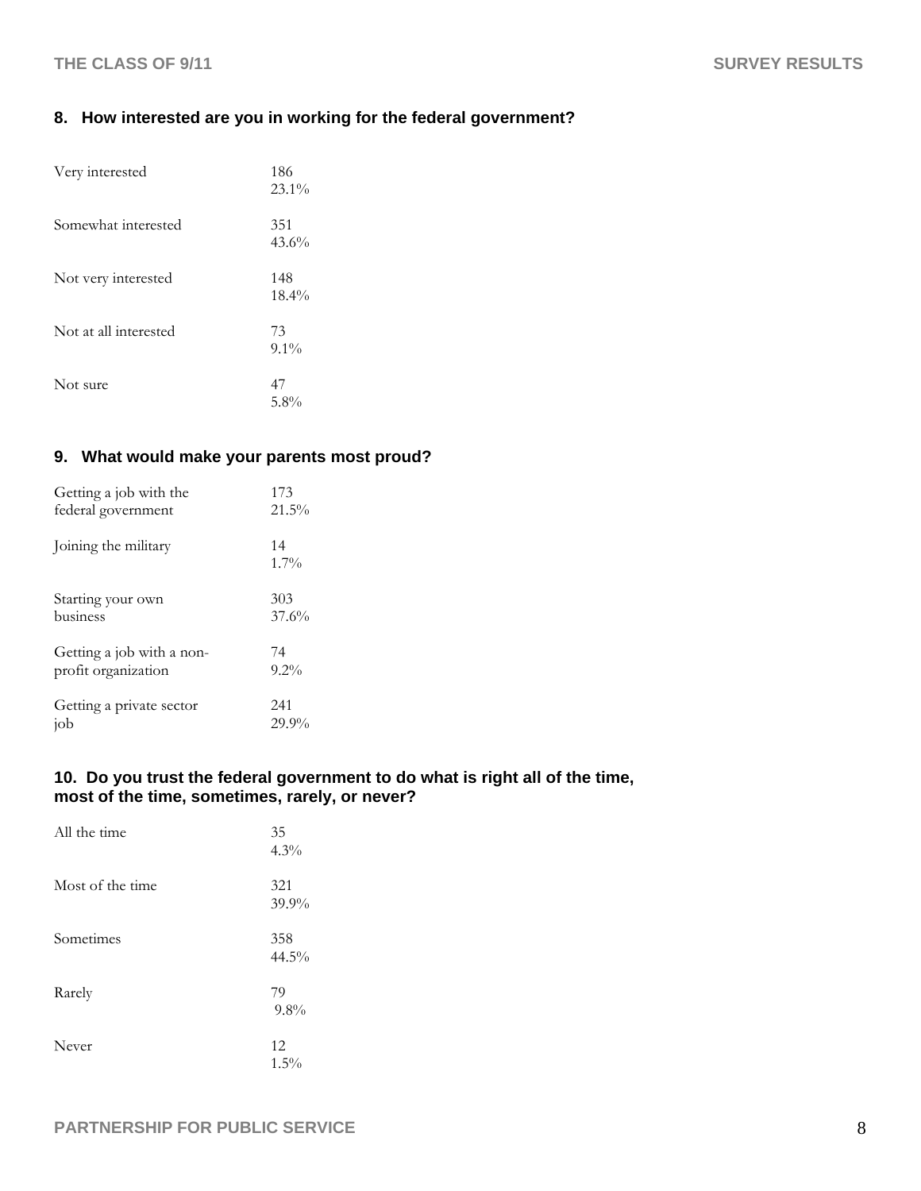### 8. How interested are you in working for the federal government?

| Response | Count | Percent |
|---|---|---|
| Very interested | 186 | 23.1% |
| Somewhat interested | 351 | 43.6% |
| Not very interested | 148 | 18.4% |
| Not at all interested | 73 | 9.1% |
| Not sure | 47 | 5.8% |

### 9. What would make your parents most proud?

| Response | Count | Percent |
|---|---|---|
| Getting a job with the federal government | 173 | 21.5% |
| Joining the military | 14 | 1.7% |
| Starting your own business | 303 | 37.6% |
| Getting a job with a non-profit organization | 74 | 9.2% |
| Getting a private sector job | 241 | 29.9% |

### 10. Do you trust the federal government to do what is right all of the time, most of the time, sometimes, rarely, or never?

| Response | Count | Percent |
|---|---|---|
| All the time | 35 | 4.3% |
| Most of the time | 321 | 39.9% |
| Sometimes | 358 | 44.5% |
| Rarely | 79 | 9.8% |
| Never | 12 | 1.5% |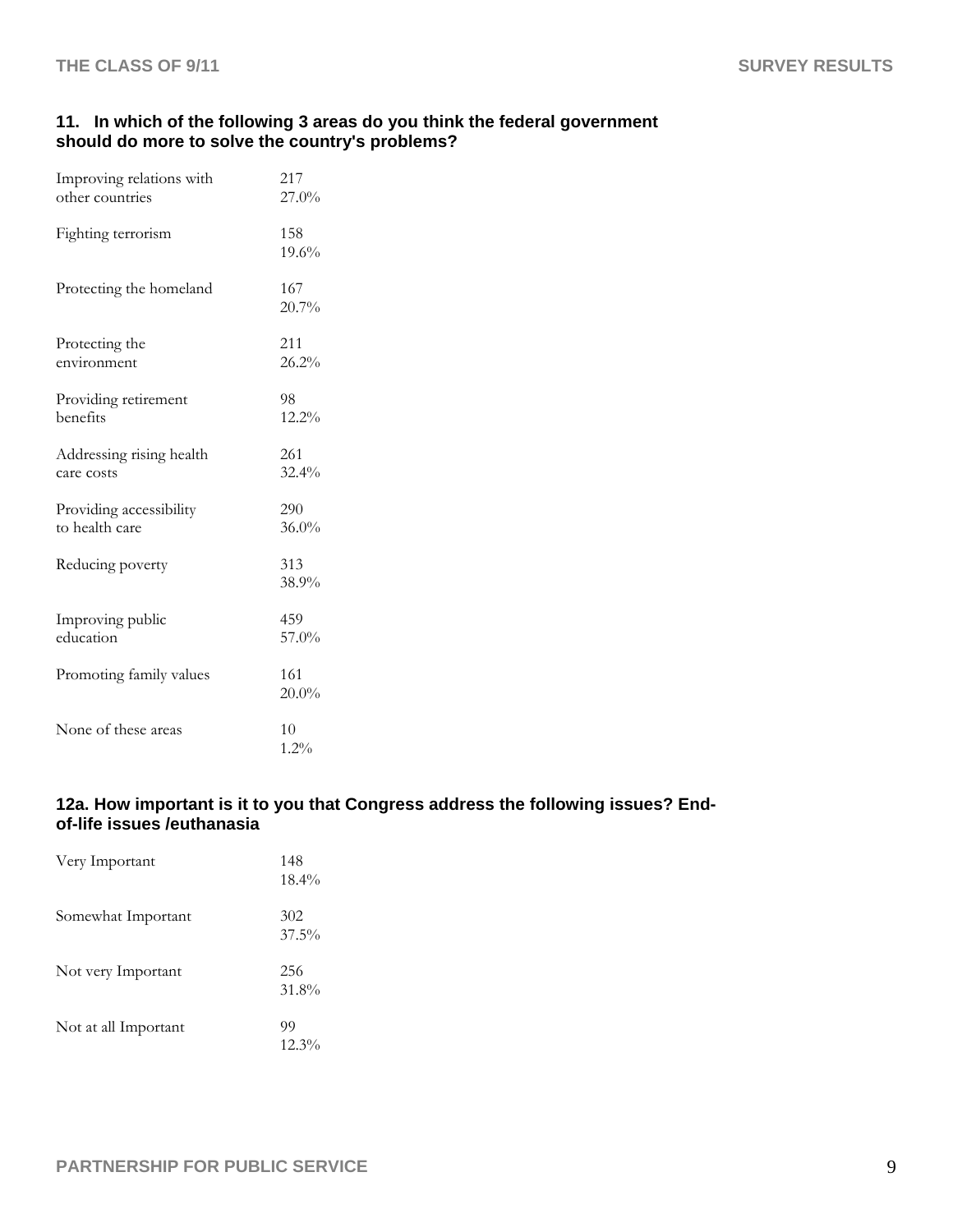### 11. In which of the following 3 areas do you think the federal government should do more to solve the country's problems?

| Response | Count | Percent |
|---|---|---|
| Improving relations with other countries | 217 | 27.0% |
| Fighting terrorism | 158 | 19.6% |
| Protecting the homeland | 167 | 20.7% |
| Protecting the environment | 211 | 26.2% |
| Providing retirement benefits | 98 | 12.2% |
| Addressing rising health care costs | 261 | 32.4% |
| Providing accessibility to health care | 290 | 36.0% |
| Reducing poverty | 313 | 38.9% |
| Improving public education | 459 | 57.0% |
| Promoting family values | 161 | 20.0% |
| None of these areas | 10 | 1.2% |

### 12a. How important is it to you that Congress address the following issues? End-of-life issues /euthanasia

| Response | Count | Percent |
|---|---|---|
| Very Important | 148 | 18.4% |
| Somewhat Important | 302 | 37.5% |
| Not very Important | 256 | 31.8% |
| Not at all Important | 99 | 12.3% |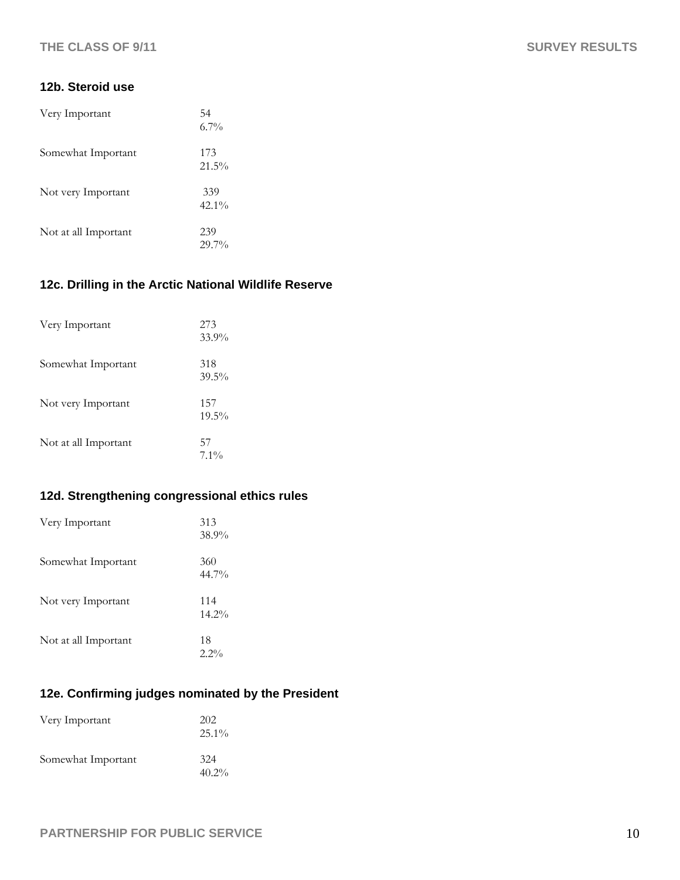### 12b. Steroid use

| | |
|---|---|
| Very Important | 54<br>6.7% |
| Somewhat Important | 173<br>21.5% |
| Not very Important | 339<br>42.1% |
| Not at all Important | 239<br>29.7% |

### 12c. Drilling in the Arctic National Wildlife Reserve

| | |
|---|---|
| Very Important | 273<br>33.9% |
| Somewhat Important | 318<br>39.5% |
| Not very Important | 157<br>19.5% |
| Not at all Important | 57<br>7.1% |

### 12d. Strengthening congressional ethics rules

| | |
|---|---|
| Very Important | 313<br>38.9% |
| Somewhat Important | 360<br>44.7% |
| Not very Important | 114<br>14.2% |
| Not at all Important | 18<br>2.2% |

### 12e. Confirming judges nominated by the President

| | |
|---|---|
| Very Important | 202<br>25.1% |
| Somewhat Important | 324<br>40.2% |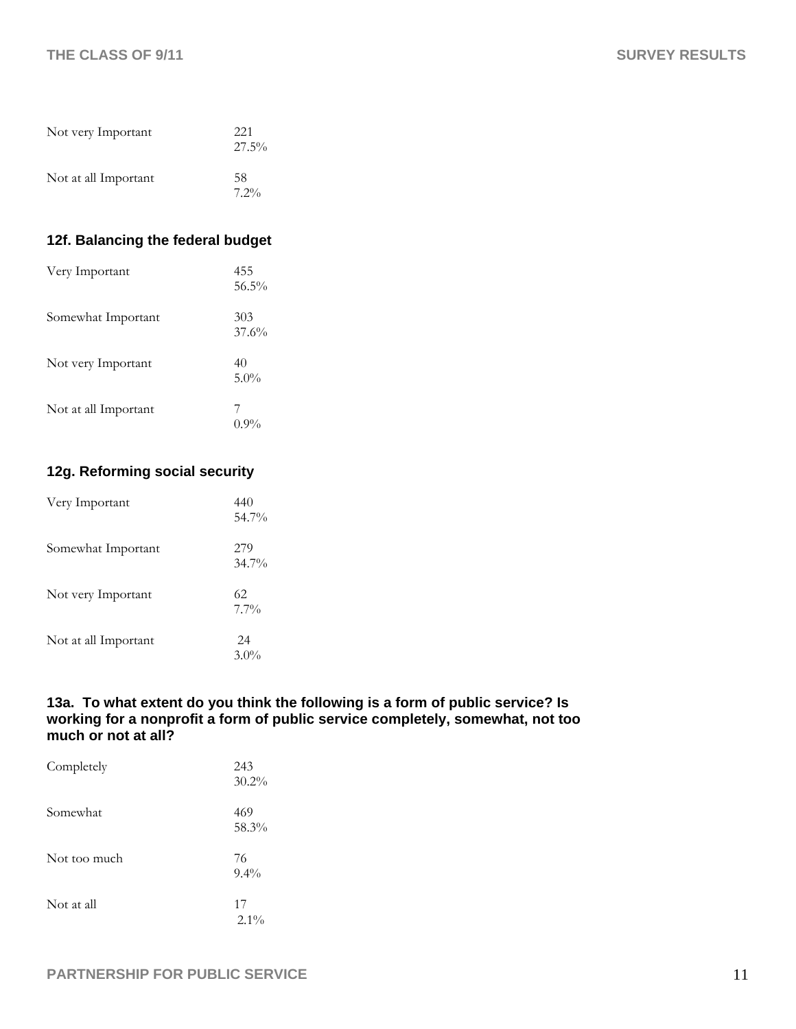| | |
|---|---|
| Not very Important | 221<br>27.5% |
| Not at all Important | 58<br>7.2% |

### 12f. Balancing the federal budget

| | |
|---|---|
| Very Important | 455<br>56.5% |
| Somewhat Important | 303<br>37.6% |
| Not very Important | 40<br>5.0% |
| Not at all Important | 7<br>0.9% |

### 12g. Reforming social security

| | |
|---|---|
| Very Important | 440<br>54.7% |
| Somewhat Important | 279<br>34.7% |
| Not very Important | 62<br>7.7% |
| Not at all Important | 24<br>3.0% |

### 13a. To what extent do you think the following is a form of public service? Is working for a nonprofit a form of public service completely, somewhat, not too much or not at all?

| | |
|---|---|
| Completely | 243<br>30.2% |
| Somewhat | 469<br>58.3% |
| Not too much | 76<br>9.4% |
| Not at all | 17<br>2.1% |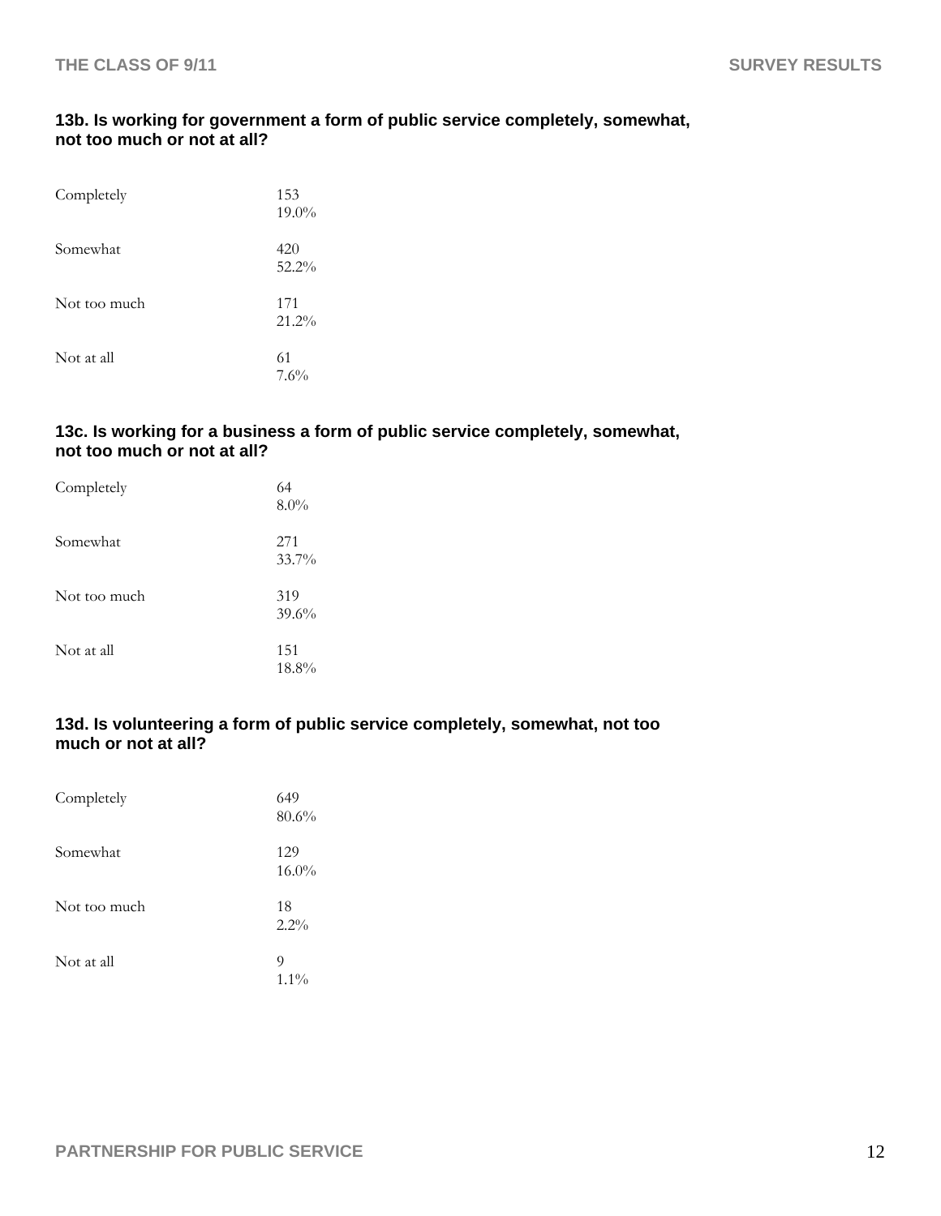### 13b. Is working for government a form of public service completely, somewhat, not too much or not at all?

| | |
|---|---|
| Completely | 153<br>19.0% |
| Somewhat | 420<br>52.2% |
| Not too much | 171<br>21.2% |
| Not at all | 61<br>7.6% |

### 13c. Is working for a business a form of public service completely, somewhat, not too much or not at all?

| | |
|---|---|
| Completely | 64<br>8.0% |
| Somewhat | 271<br>33.7% |
| Not too much | 319<br>39.6% |
| Not at all | 151<br>18.8% |

### 13d. Is volunteering a form of public service completely, somewhat, not too much or not at all?

| | |
|---|---|
| Completely | 649<br>80.6% |
| Somewhat | 129<br>16.0% |
| Not too much | 18<br>2.2% |
| Not at all | 9<br>1.1% |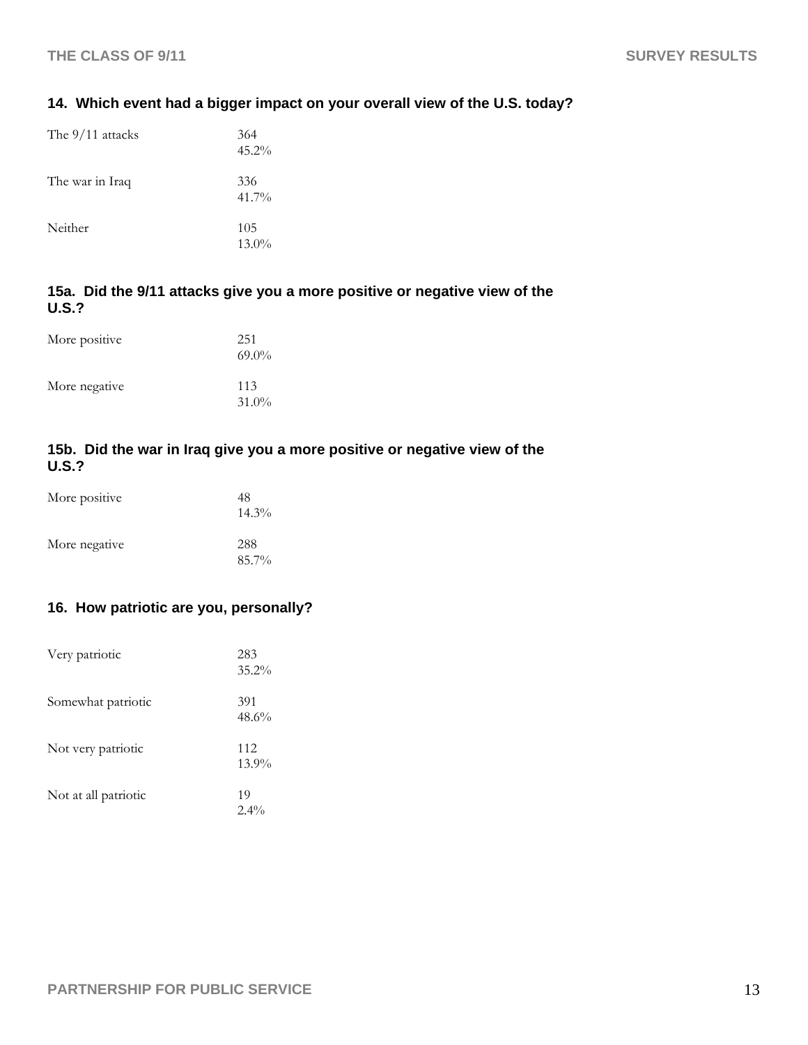### 14. Which event had a bigger impact on your overall view of the U.S. today?

| | |
|---|---|
| The 9/11 attacks | 364<br>45.2% |
| The war in Iraq | 336<br>41.7% |
| Neither | 105<br>13.0% |

### 15a. Did the 9/11 attacks give you a more positive or negative view of the U.S.?

| | |
|---|---|
| More positive | 251<br>69.0% |
| More negative | 113<br>31.0% |

### 15b. Did the war in Iraq give you a more positive or negative view of the U.S.?

| | |
|---|---|
| More positive | 48<br>14.3% |
| More negative | 288<br>85.7% |

### 16. How patriotic are you, personally?

| | |
|---|---|
| Very patriotic | 283<br>35.2% |
| Somewhat patriotic | 391<br>48.6% |
| Not very patriotic | 112<br>13.9% |
| Not at all patriotic | 19<br>2.4% |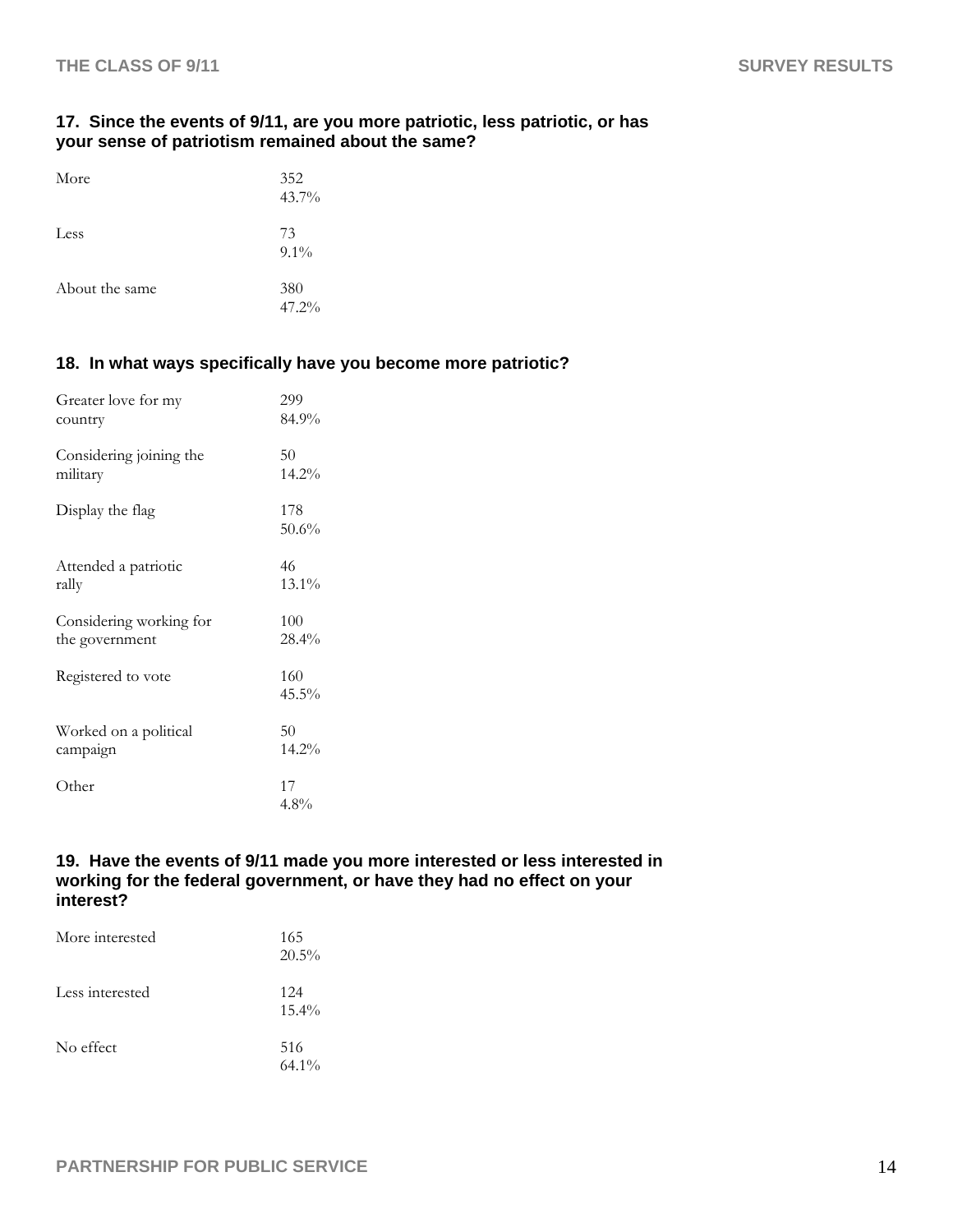### 17. Since the events of 9/11, are you more patriotic, less patriotic, or has your sense of patriotism remained about the same?

| | |
|---|---|
| More | 352<br>43.7% |
| Less | 73<br>9.1% |
| About the same | 380<br>47.2% |

### 18. In what ways specifically have you become more patriotic?

| | |
|---|---|
| Greater love for my country | 299<br>84.9% |
| Considering joining the military | 50<br>14.2% |
| Display the flag | 178<br>50.6% |
| Attended a patriotic rally | 46<br>13.1% |
| Considering working for the government | 100<br>28.4% |
| Registered to vote | 160<br>45.5% |
| Worked on a political campaign | 50<br>14.2% |
| Other | 17<br>4.8% |

### 19. Have the events of 9/11 made you more interested or less interested in working for the federal government, or have they had no effect on your interest?

| | |
|---|---|
| More interested | 165<br>20.5% |
| Less interested | 124<br>15.4% |
| No effect | 516<br>64.1% |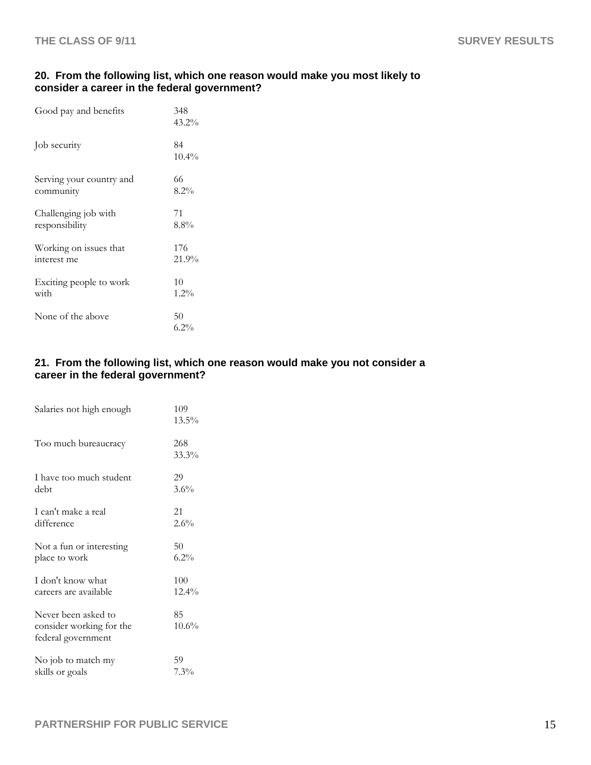**20. From the following list, which one reason would make you most likely to consider a career in the federal government?**

| Response | Count | Percent |
|---|---|---|
| Good pay and benefits | 348 | 43.2% |
| Job security | 84 | 10.4% |
| Serving your country and community | 66 | 8.2% |
| Challenging job with responsibility | 71 | 8.8% |
| Working on issues that interest me | 176 | 21.9% |
| Exciting people to work with | 10 | 1.2% |
| None of the above | 50 | 6.2% |

**21. From the following list, which one reason would make you not consider a career in the federal government?**

| Response | Count | Percent |
|---|---|---|
| Salaries not high enough | 109 | 13.5% |
| Too much bureaucracy | 268 | 33.3% |
| I have too much student debt | 29 | 3.6% |
| I can't make a real difference | 21 | 2.6% |
| Not a fun or interesting place to work | 50 | 6.2% |
| I don't know what careers are available | 100 | 12.4% |
| Never been asked to consider working for the federal government | 85 | 10.6% |
| No job to match my skills or goals | 59 | 7.3% |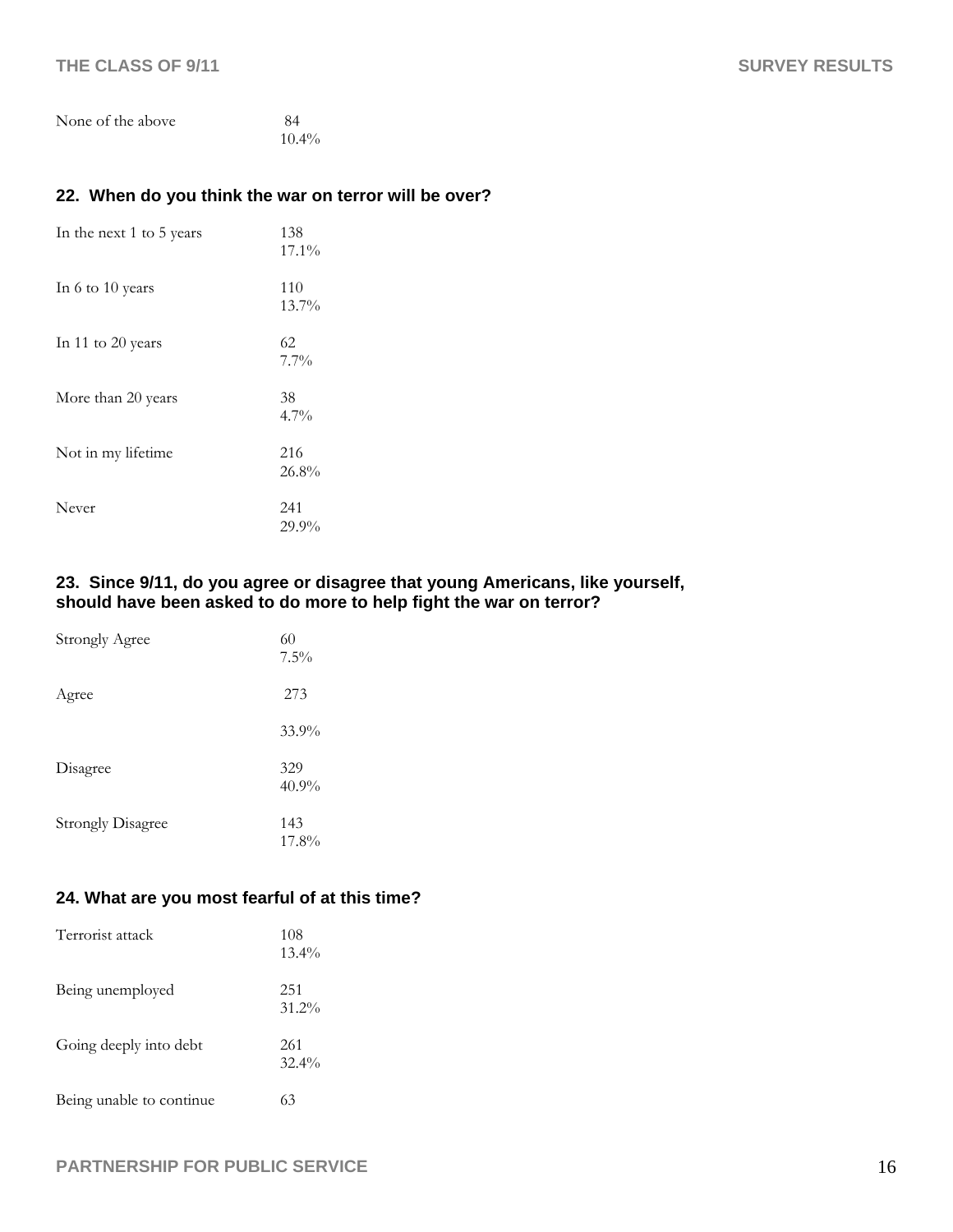| | |
|---|---|
| None of the above | 84<br>10.4% |

### 22. When do you think the war on terror will be over?

| | |
|---|---|
| In the next 1 to 5 years | 138<br>17.1% |
| In 6 to 10 years | 110<br>13.7% |
| In 11 to 20 years | 62<br>7.7% |
| More than 20 years | 38<br>4.7% |
| Not in my lifetime | 216<br>26.8% |
| Never | 241<br>29.9% |

### 23. Since 9/11, do you agree or disagree that young Americans, like yourself, should have been asked to do more to help fight the war on terror?

| | |
|---|---|
| Strongly Agree | 60<br>7.5% |
| Agree | 273<br>33.9% |
| Disagree | 329<br>40.9% |
| Strongly Disagree | 143<br>17.8% |

### 24. What are you most fearful of at this time?

| | |
|---|---|
| Terrorist attack | 108<br>13.4% |
| Being unemployed | 251<br>31.2% |
| Going deeply into debt | 261<br>32.4% |
| Being unable to continue | 63 |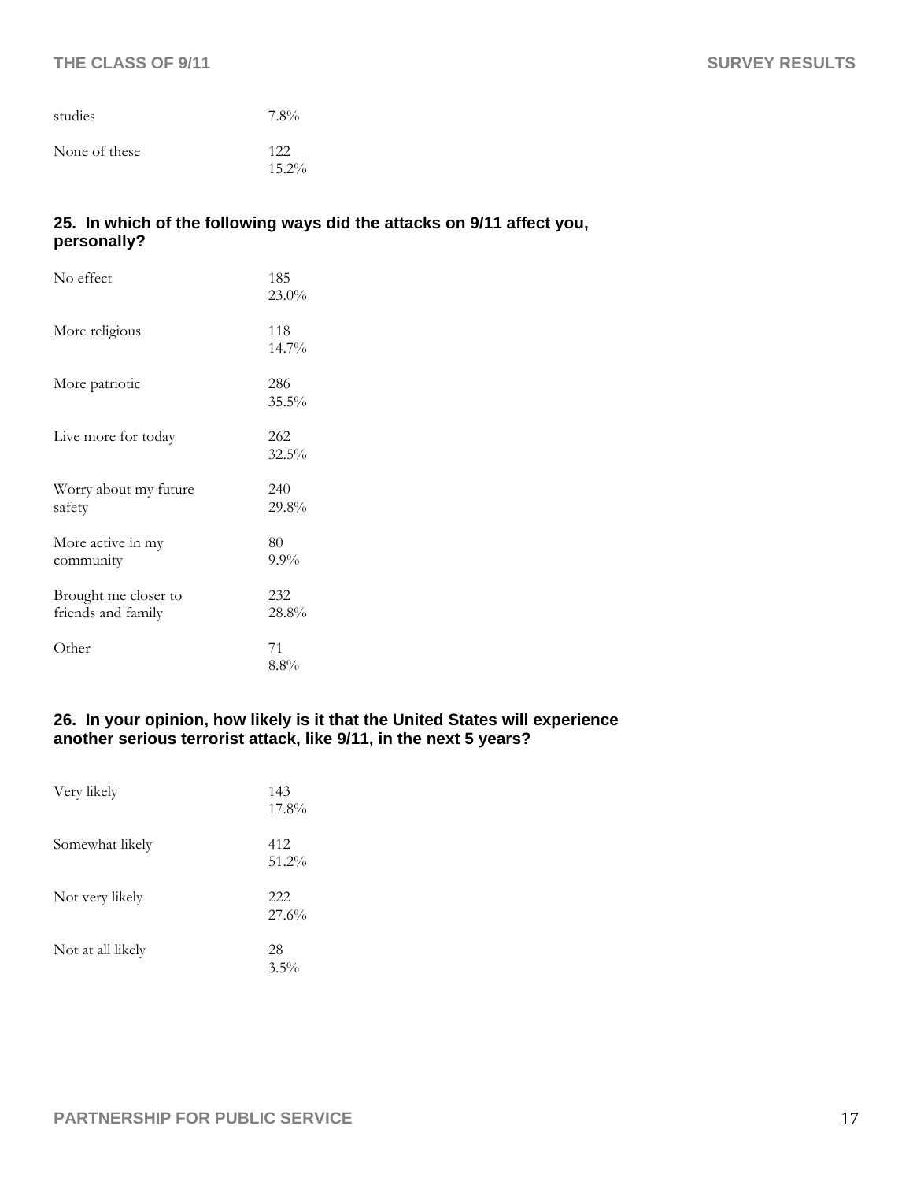| | |
|---|---|
| studies | 7.8% |
| None of these | 122<br>15.2% |

### 25. In which of the following ways did the attacks on 9/11 affect you, personally?

| | |
|---|---|
| No effect | 185<br>23.0% |
| More religious | 118<br>14.7% |
| More patriotic | 286<br>35.5% |
| Live more for today | 262<br>32.5% |
| Worry about my future safety | 240<br>29.8% |
| More active in my community | 80<br>9.9% |
| Brought me closer to friends and family | 232<br>28.8% |
| Other | 71<br>8.8% |

### 26. In your opinion, how likely is it that the United States will experience another serious terrorist attack, like 9/11, in the next 5 years?

| | |
|---|---|
| Very likely | 143<br>17.8% |
| Somewhat likely | 412<br>51.2% |
| Not very likely | 222<br>27.6% |
| Not at all likely | 28<br>3.5% |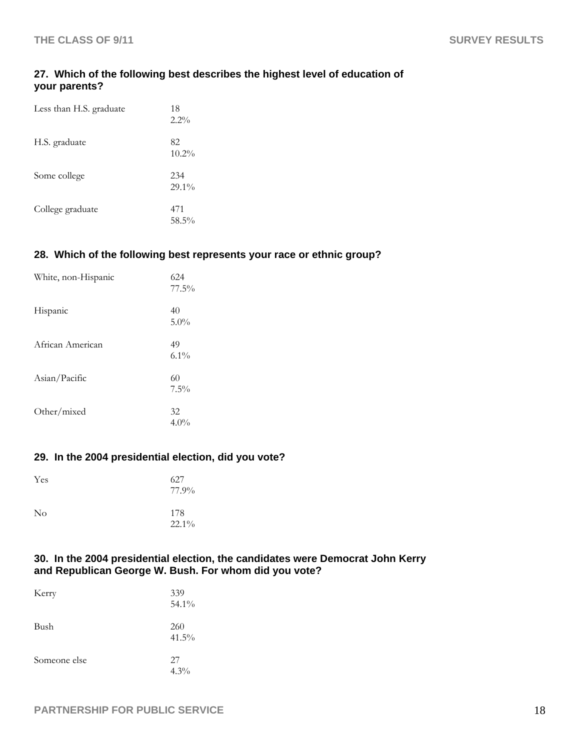### 27. Which of the following best describes the highest level of education of your parents?

| Response | Count | Percent |
|---|---|---|
| Less than H.S. graduate | 18 | 2.2% |
| H.S. graduate | 82 | 10.2% |
| Some college | 234 | 29.1% |
| College graduate | 471 | 58.5% |

### 28. Which of the following best represents your race or ethnic group?

| Response | Count | Percent |
|---|---|---|
| White, non-Hispanic | 624 | 77.5% |
| Hispanic | 40 | 5.0% |
| African American | 49 | 6.1% |
| Asian/Pacific | 60 | 7.5% |
| Other/mixed | 32 | 4.0% |

### 29. In the 2004 presidential election, did you vote?

| Response | Count | Percent |
|---|---|---|
| Yes | 627 | 77.9% |
| No | 178 | 22.1% |

### 30. In the 2004 presidential election, the candidates were Democrat John Kerry and Republican George W. Bush. For whom did you vote?

| Response | Count | Percent |
|---|---|---|
| Kerry | 339 | 54.1% |
| Bush | 260 | 41.5% |
| Someone else | 27 | 4.3% |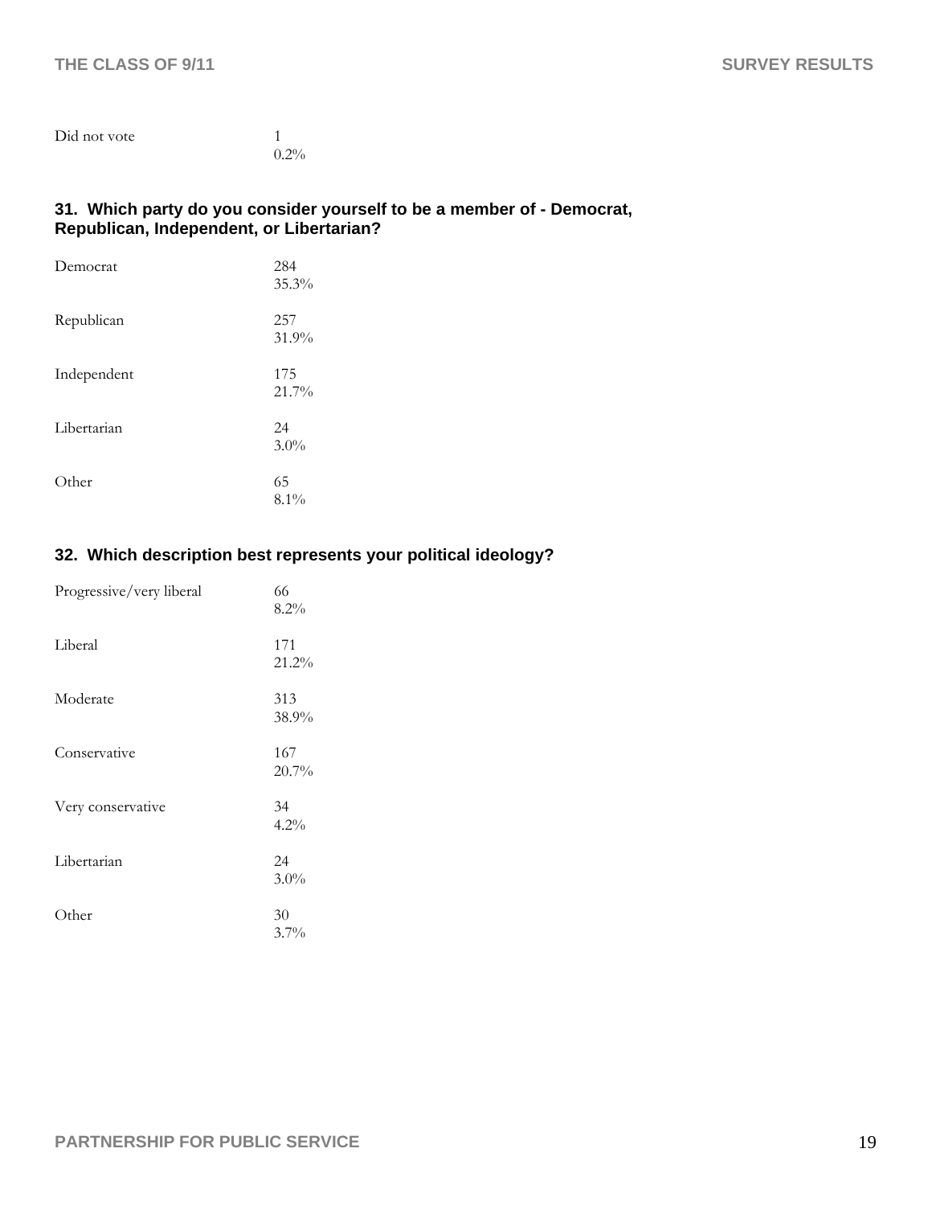| | |
|---|---|
| Did not vote | 1<br>0.2% |

**31. Which party do you consider yourself to be a member of - Democrat, Republican, Independent, or Libertarian?**

| | |
|---|---|
| Democrat | 284<br>35.3% |
| Republican | 257<br>31.9% |
| Independent | 175<br>21.7% |
| Libertarian | 24<br>3.0% |
| Other | 65<br>8.1% |

**32. Which description best represents your political ideology?**

| | |
|---|---|
| Progressive/very liberal | 66<br>8.2% |
| Liberal | 171<br>21.2% |
| Moderate | 313<br>38.9% |
| Conservative | 167<br>20.7% |
| Very conservative | 34<br>4.2% |
| Libertarian | 24<br>3.0% |
| Other | 30<br>3.7% |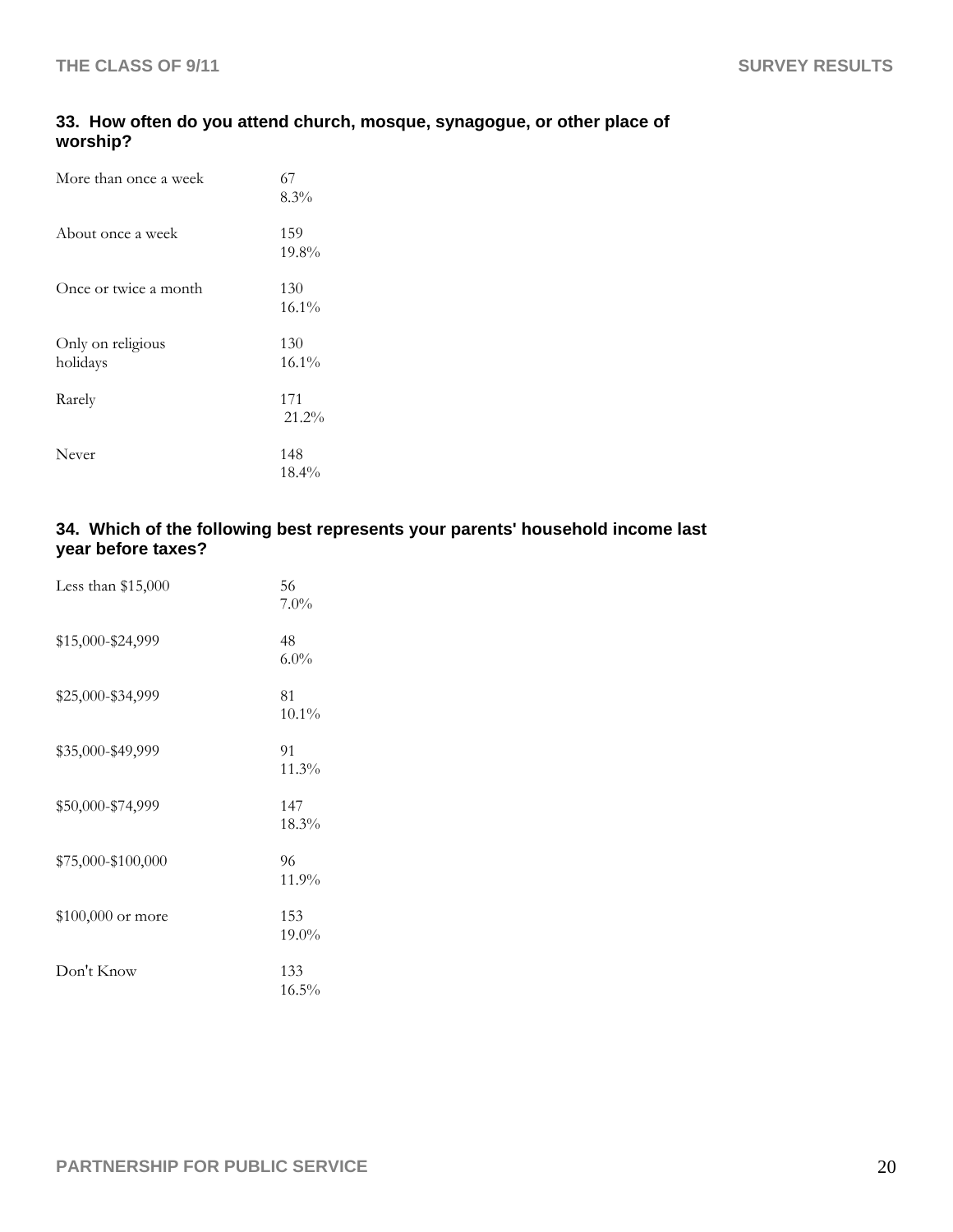### 33. How often do you attend church, mosque, synagogue, or other place of worship?

| | |
|---|---|
| More than once a week | 67<br>8.3% |
| About once a week | 159<br>19.8% |
| Once or twice a month | 130<br>16.1% |
| Only on religious holidays | 130<br>16.1% |
| Rarely | 171<br>21.2% |
| Never | 148<br>18.4% |

### 34. Which of the following best represents your parents' household income last year before taxes?

| | |
|---|---|
| Less than $15,000 | 56<br>7.0% |
| $15,000-$24,999 | 48<br>6.0% |
| $25,000-$34,999 | 81<br>10.1% |
| $35,000-$49,999 | 91<br>11.3% |
| $50,000-$74,999 | 147<br>18.3% |
| $75,000-$100,000 | 96<br>11.9% |
| $100,000 or more | 153<br>19.0% |
| Don't Know | 133<br>16.5% |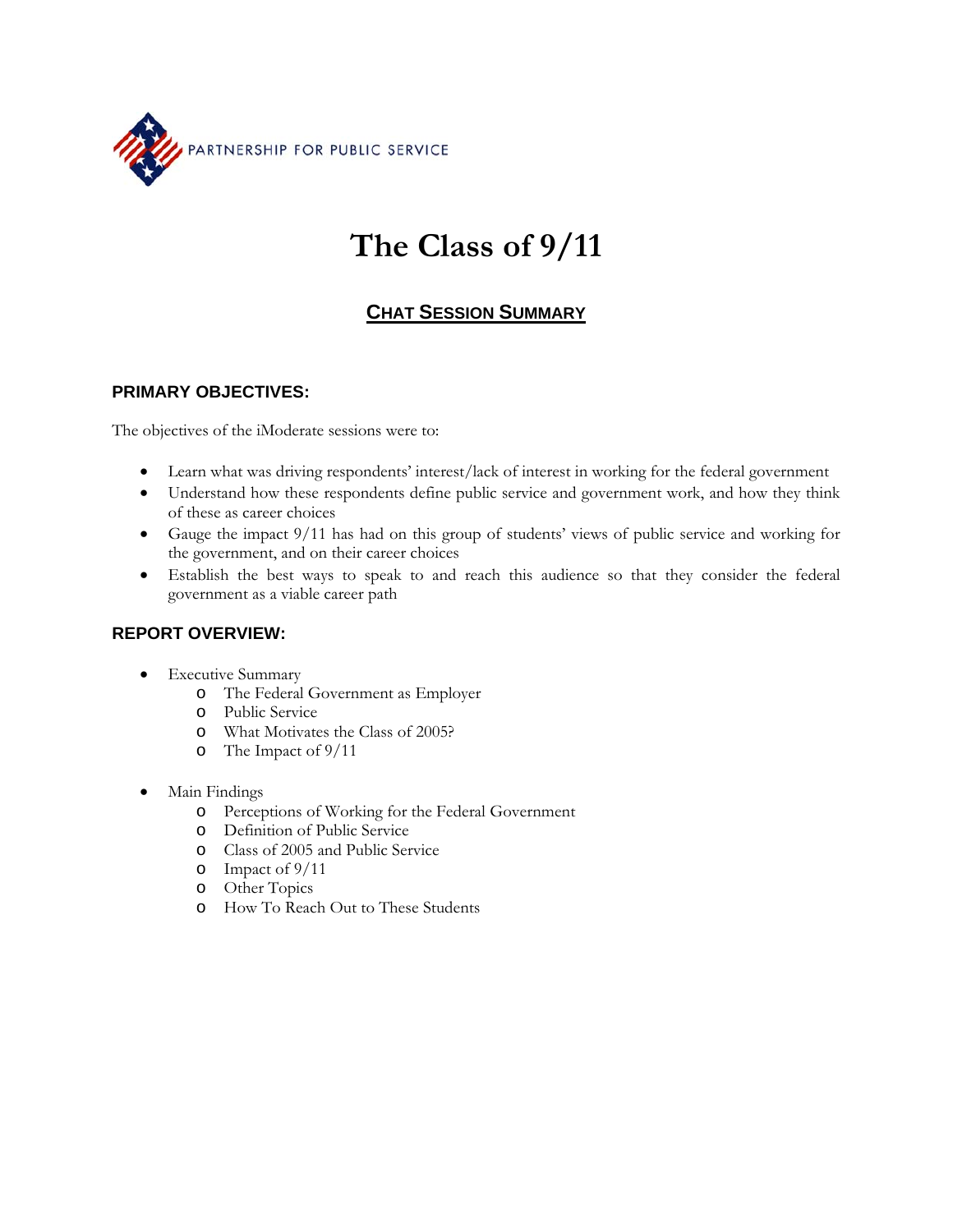PARTNERSHIP FOR PUBLIC SERVICE

# The Class of 9/11

## CHAT SESSION SUMMARY

### PRIMARY OBJECTIVES:

The objectives of the iModerate sessions were to:

- Learn what was driving respondents' interest/lack of interest in working for the federal government
- Understand how these respondents define public service and government work, and how they think of these as career choices
- Gauge the impact 9/11 has had on this group of students' views of public service and working for the government, and on their career choices
- Establish the best ways to speak to and reach this audience so that they consider the federal government as a viable career path

### REPORT OVERVIEW:

- Executive Summary
  - The Federal Government as Employer
  - Public Service
  - What Motivates the Class of 2005?
  - The Impact of 9/11
- Main Findings
  - Perceptions of Working for the Federal Government
  - Definition of Public Service
  - Class of 2005 and Public Service
  - Impact of 9/11
  - Other Topics
  - How To Reach Out to These Students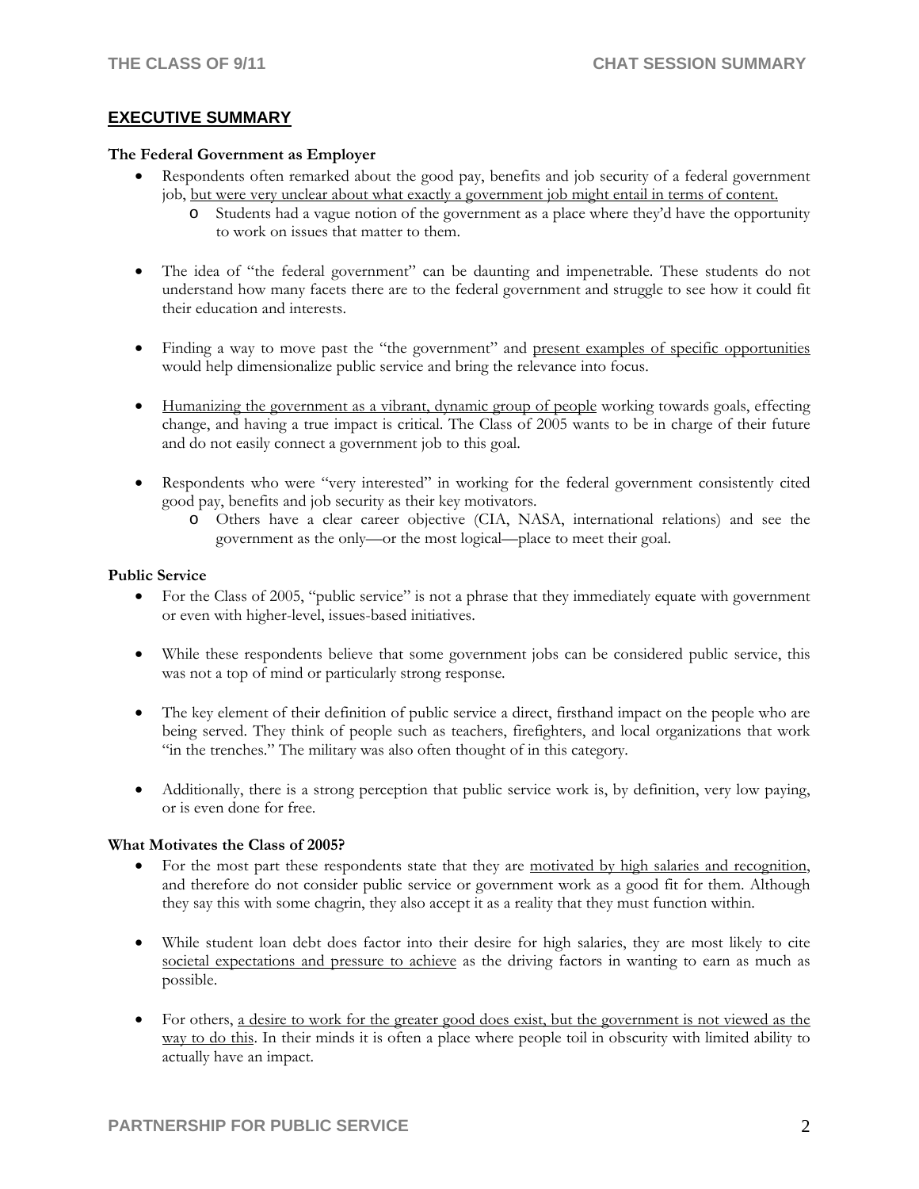## EXECUTIVE SUMMARY

**The Federal Government as Employer**

- Respondents often remarked about the good pay, benefits and job security of a federal government job, <u>but were very unclear about what exactly a government job might entail in terms of content.</u>
  - Students had a vague notion of the government as a place where they'd have the opportunity to work on issues that matter to them.

- The idea of "the federal government" can be daunting and impenetrable. These students do not understand how many facets there are to the federal government and struggle to see how it could fit their education and interests.

- Finding a way to move past the "the government" and <u>present examples of specific opportunities</u> would help dimensionalize public service and bring the relevance into focus.

- <u>Humanizing the government as a vibrant, dynamic group of people</u> working towards goals, effecting change, and having a true impact is critical. The Class of 2005 wants to be in charge of their future and do not easily connect a government job to this goal.

- Respondents who were "very interested" in working for the federal government consistently cited good pay, benefits and job security as their key motivators.
  - Others have a clear career objective (CIA, NASA, international relations) and see the government as the only—or the most logical—place to meet their goal.

**Public Service**

- For the Class of 2005, "public service" is not a phrase that they immediately equate with government or even with higher-level, issues-based initiatives.

- While these respondents believe that some government jobs can be considered public service, this was not a top of mind or particularly strong response.

- The key element of their definition of public service a direct, firsthand impact on the people who are being served. They think of people such as teachers, firefighters, and local organizations that work "in the trenches." The military was also often thought of in this category.

- Additionally, there is a strong perception that public service work is, by definition, very low paying, or is even done for free.

**What Motivates the Class of 2005?**

- For the most part these respondents state that they are <u>motivated by high salaries and recognition</u>, and therefore do not consider public service or government work as a good fit for them. Although they say this with some chagrin, they also accept it as a reality that they must function within.

- While student loan debt does factor into their desire for high salaries, they are most likely to cite <u>societal expectations and pressure to achieve</u> as the driving factors in wanting to earn as much as possible.

- For others, <u>a desire to work for the greater good does exist, but the government is not viewed as the way to do this</u>. In their minds it is often a place where people toil in obscurity with limited ability to actually have an impact.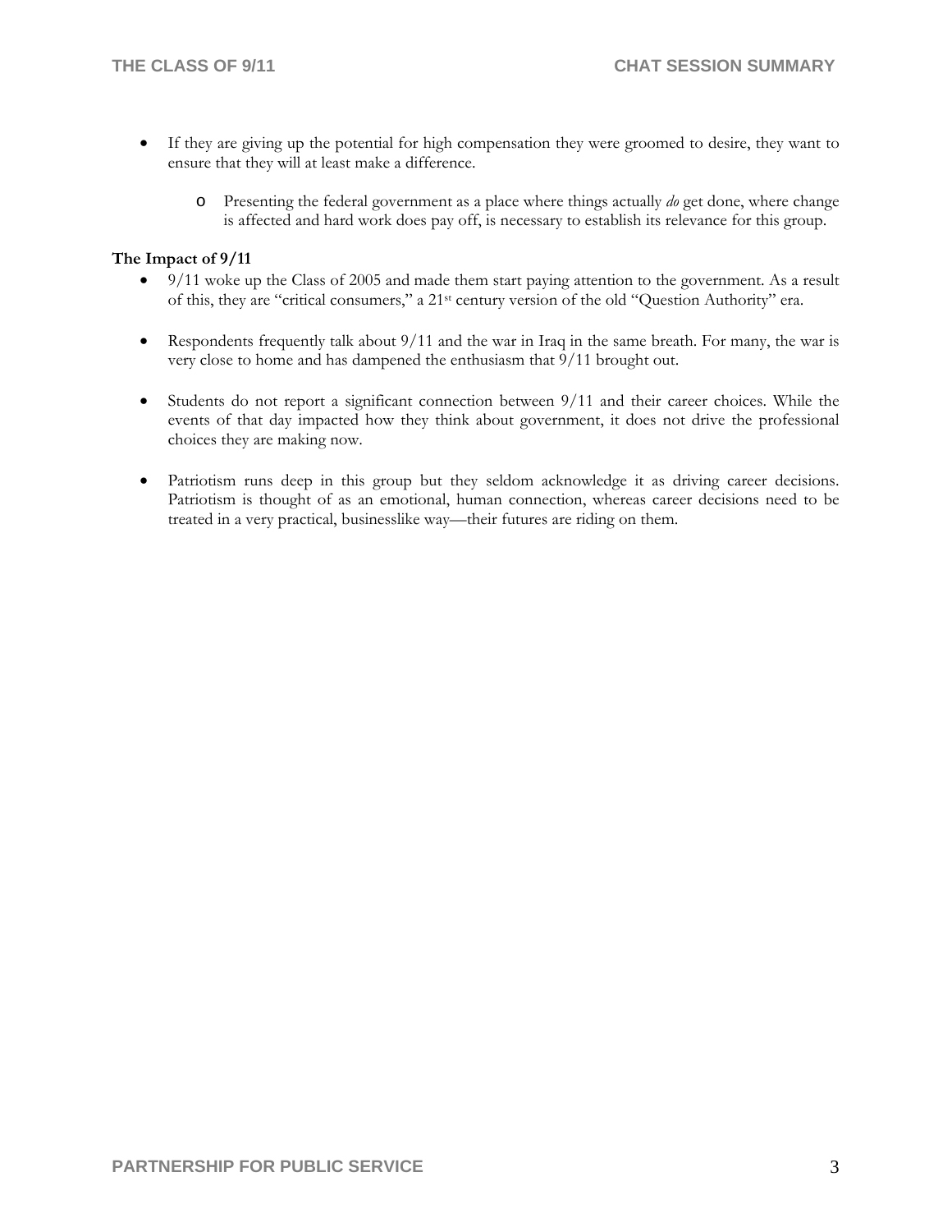- If they are giving up the potential for high compensation they were groomed to desire, they want to ensure that they will at least make a difference.
  - Presenting the federal government as a place where things actually *do* get done, where change is affected and hard work does pay off, is necessary to establish its relevance for this group.

**The Impact of 9/11**

- 9/11 woke up the Class of 2005 and made them start paying attention to the government. As a result of this, they are "critical consumers," a 21st century version of the old "Question Authority" era.

- Respondents frequently talk about 9/11 and the war in Iraq in the same breath. For many, the war is very close to home and has dampened the enthusiasm that 9/11 brought out.

- Students do not report a significant connection between 9/11 and their career choices. While the events of that day impacted how they think about government, it does not drive the professional choices they are making now.

- Patriotism runs deep in this group but they seldom acknowledge it as driving career decisions. Patriotism is thought of as an emotional, human connection, whereas career decisions need to be treated in a very practical, businesslike way—their futures are riding on them.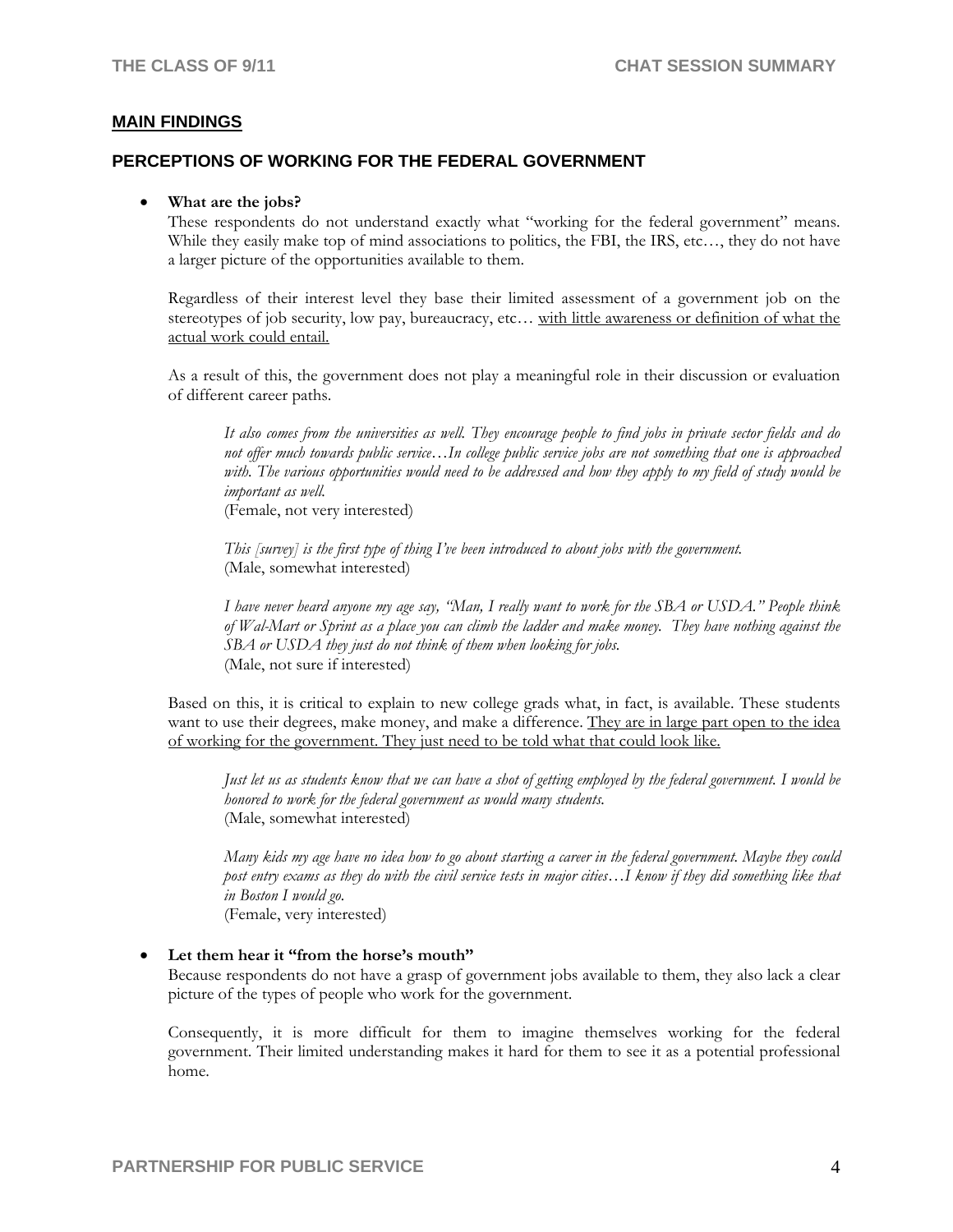## MAIN FINDINGS

### PERCEPTIONS OF WORKING FOR THE FEDERAL GOVERNMENT

- **What are the jobs?**

  These respondents do not understand exactly what "working for the federal government" means. While they easily make top of mind associations to politics, the FBI, the IRS, etc…, they do not have a larger picture of the opportunities available to them.

  Regardless of their interest level they base their limited assessment of a government job on the stereotypes of job security, low pay, bureaucracy, etc… <u>with little awareness or definition of what the actual work could entail.</u>

  As a result of this, the government does not play a meaningful role in their discussion or evaluation of different career paths.

  > *It also comes from the universities as well. They encourage people to find jobs in private sector fields and do not offer much towards public service…In college public service jobs are not something that one is approached with. The various opportunities would need to be addressed and how they apply to my field of study would be important as well.*
  > (Female, not very interested)

  > *This [survey] is the first type of thing I've been introduced to about jobs with the government.*
  > (Male, somewhat interested)

  > *I have never heard anyone my age say, "Man, I really want to work for the SBA or USDA." People think of Wal-Mart or Sprint as a place you can climb the ladder and make money. They have nothing against the SBA or USDA they just do not think of them when looking for jobs.*
  > (Male, not sure if interested)

  Based on this, it is critical to explain to new college grads what, in fact, is available. These students want to use their degrees, make money, and make a difference. <u>They are in large part open to the idea of working for the government. They just need to be told what that could look like.</u>

  > *Just let us as students know that we can have a shot of getting employed by the federal government. I would be honored to work for the federal government as would many students.*
  > (Male, somewhat interested)

  > *Many kids my age have no idea how to go about starting a career in the federal government. Maybe they could post entry exams as they do with the civil service tests in major cities…I know if they did something like that in Boston I would go.*
  > (Female, very interested)

- **Let them hear it "from the horse's mouth"**

  Because respondents do not have a grasp of government jobs available to them, they also lack a clear picture of the types of people who work for the government.

  Consequently, it is more difficult for them to imagine themselves working for the federal government. Their limited understanding makes it hard for them to see it as a potential professional home.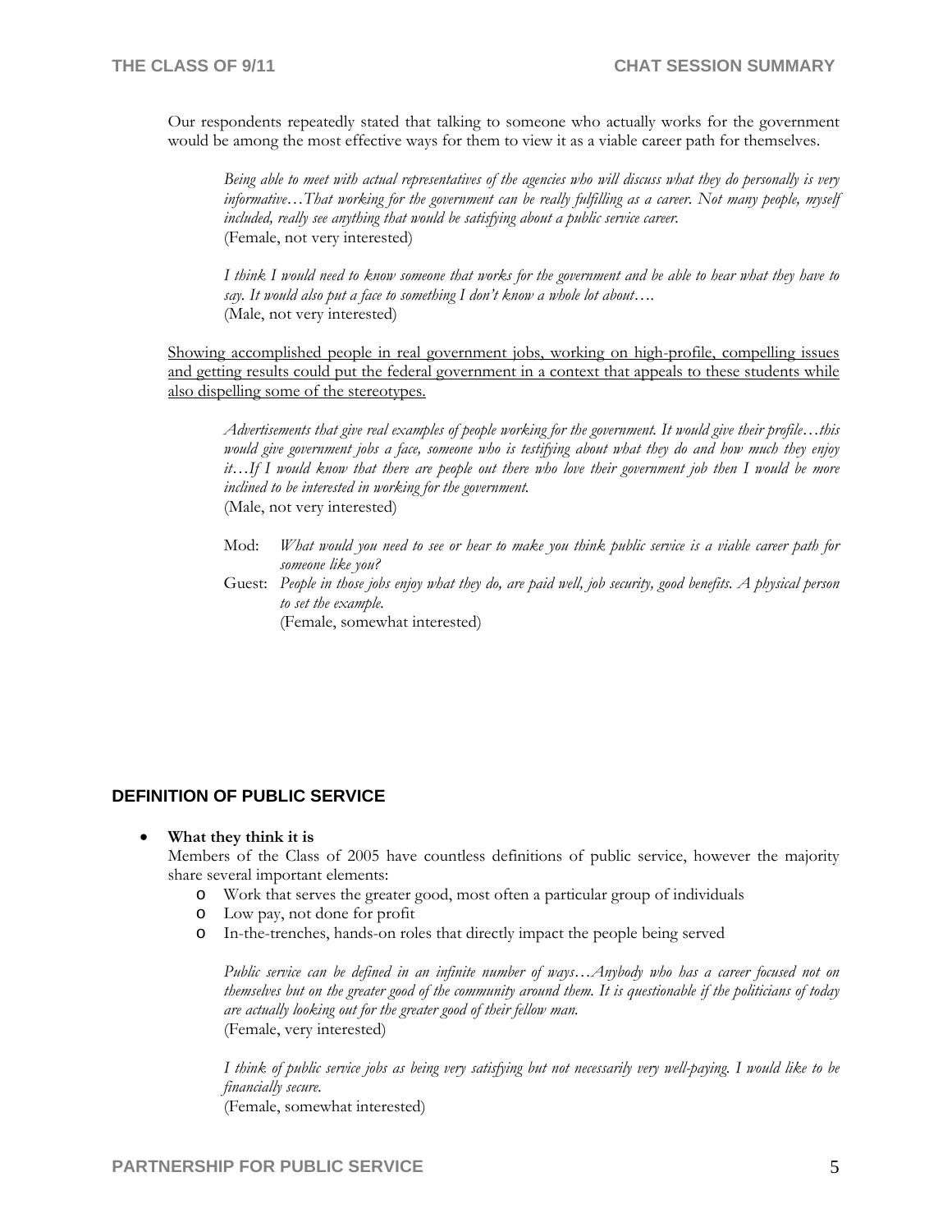Our respondents repeatedly stated that talking to someone who actually works for the government would be among the most effective ways for them to view it as a viable career path for themselves.

> *Being able to meet with actual representatives of the agencies who will discuss what they do personally is very informative…That working for the government can be really fulfilling as a career. Not many people, myself included, really see anything that would be satisfying about a public service career.*
> (Female, not very interested)

> *I think I would need to know someone that works for the government and be able to hear what they have to say. It would also put a face to something I don't know a whole lot about….*
> (Male, not very interested)

<u>Showing accomplished people in real government jobs, working on high-profile, compelling issues and getting results could put the federal government in a context that appeals to these students while also dispelling some of the stereotypes.</u>

> *Advertisements that give real examples of people working for the government. It would give their profile…this would give government jobs a face, someone who is testifying about what they do and how much they enjoy it…If I would know that there are people out there who love their government job then I would be more inclined to be interested in working for the government.*
> (Male, not very interested)

> Mod: *What would you need to see or hear to make you think public service is a viable career path for someone like you?*
> Guest: *People in those jobs enjoy what they do, are paid well, job security, good benefits. A physical person to set the example.*
> (Female, somewhat interested)

## DEFINITION OF PUBLIC SERVICE

- **What they think it is**
  Members of the Class of 2005 have countless definitions of public service, however the majority share several important elements:
  - Work that serves the greater good, most often a particular group of individuals
  - Low pay, not done for profit
  - In-the-trenches, hands-on roles that directly impact the people being served

> *Public service can be defined in an infinite number of ways…Anybody who has a career focused not on themselves but on the greater good of the community around them. It is questionable if the politicians of today are actually looking out for the greater good of their fellow man.*
> (Female, very interested)

> *I think of public service jobs as being very satisfying but not necessarily very well-paying. I would like to be financially secure.*
> (Female, somewhat interested)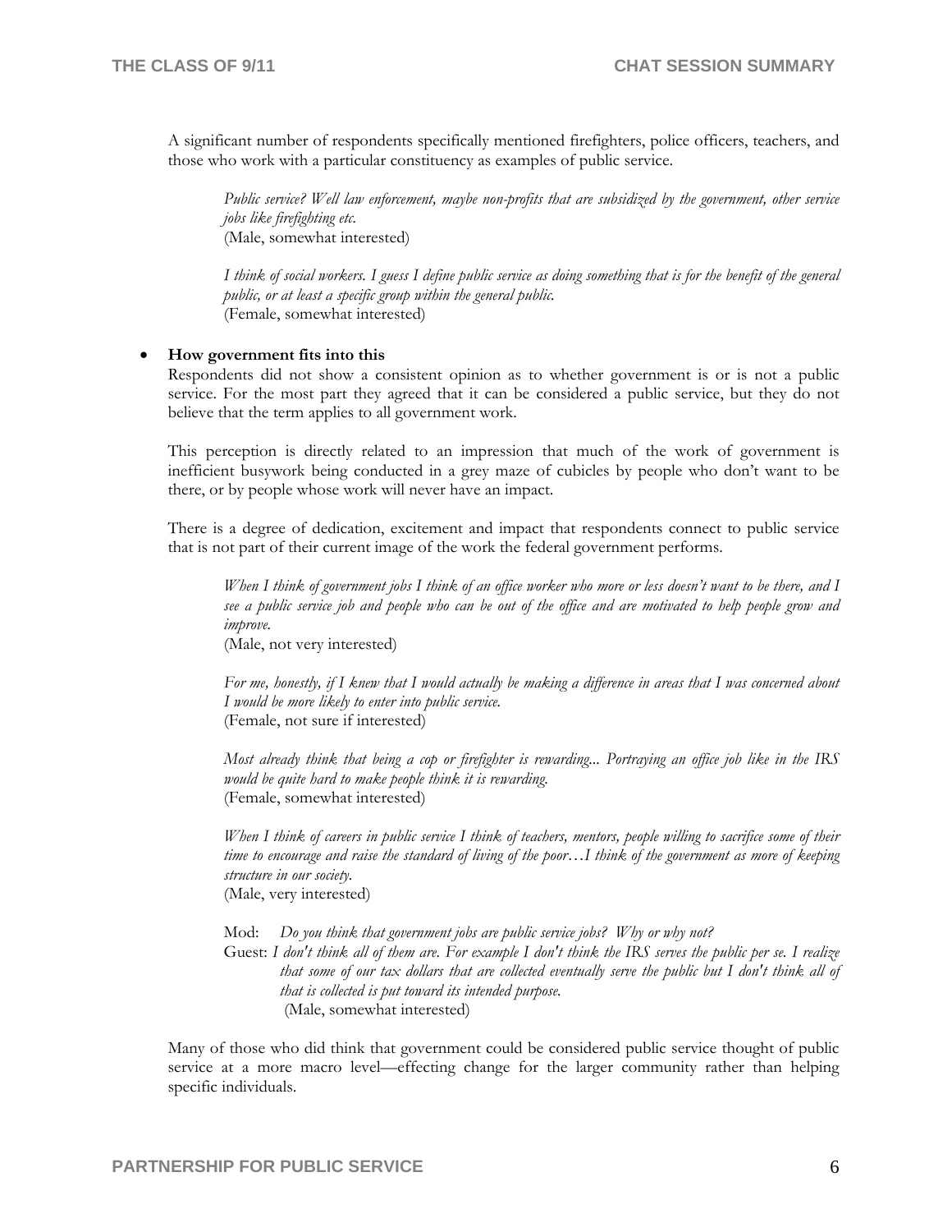A significant number of respondents specifically mentioned firefighters, police officers, teachers, and those who work with a particular constituency as examples of public service.

> *Public service? Well law enforcement, maybe non-profits that are subsidized by the government, other service jobs like firefighting etc.*
> (Male, somewhat interested)

> *I think of social workers. I guess I define public service as doing something that is for the benefit of the general public, or at least a specific group within the general public.*
> (Female, somewhat interested)

- **How government fits into this**

  Respondents did not show a consistent opinion as to whether government is or is not a public service. For the most part they agreed that it can be considered a public service, but they do not believe that the term applies to all government work.

  This perception is directly related to an impression that much of the work of government is inefficient busywork being conducted in a grey maze of cubicles by people who don't want to be there, or by people whose work will never have an impact.

  There is a degree of dedication, excitement and impact that respondents connect to public service that is not part of their current image of the work the federal government performs.

> *When I think of government jobs I think of an office worker who more or less doesn't want to be there, and I see a public service job and people who can be out of the office and are motivated to help people grow and improve.*
> (Male, not very interested)

> *For me, honestly, if I knew that I would actually be making a difference in areas that I was concerned about I would be more likely to enter into public service.*
> (Female, not sure if interested)

> *Most already think that being a cop or firefighter is rewarding... Portraying an office job like in the IRS would be quite hard to make people think it is rewarding.*
> (Female, somewhat interested)

> *When I think of careers in public service I think of teachers, mentors, people willing to sacrifice some of their time to encourage and raise the standard of living of the poor…I think of the government as more of keeping structure in our society.*
> (Male, very interested)

> Mod: *Do you think that government jobs are public service jobs? Why or why not?*
> Guest: *I don't think all of them are. For example I don't think the IRS serves the public per se. I realize that some of our tax dollars that are collected eventually serve the public but I don't think all of that is collected is put toward its intended purpose.*
> (Male, somewhat interested)

Many of those who did think that government could be considered public service thought of public service at a more macro level—effecting change for the larger community rather than helping specific individuals.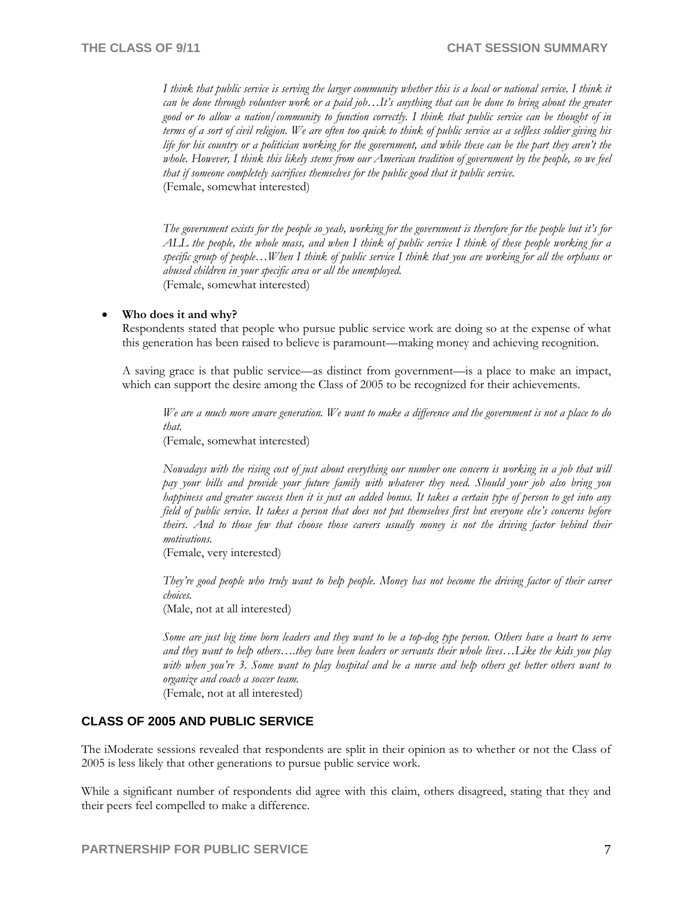*I think that public service is serving the larger community whether this is a local or national service. I think it can be done through volunteer work or a paid job…It's anything that can be done to bring about the greater good or to allow a nation/community to function correctly. I think that public service can be thought of in terms of a sort of civil religion. We are often too quick to think of public service as a selfless soldier giving his life for his country or a politician working for the government, and while these can be the part they aren't the whole. However, I think this likely stems from our American tradition of government by the people, so we feel that if someone completely sacrifices themselves for the public good that it public service.*
(Female, somewhat interested)

*The government exists for the people so yeah, working for the government is therefore for the people but it's for ALL the people, the whole mass, and when I think of public service I think of these people working for a specific group of people…When I think of public service I think that you are working for all the orphans or abused children in your specific area or all the unemployed.*
(Female, somewhat interested)

- **Who does it and why?**
  Respondents stated that people who pursue public service work are doing so at the expense of what this generation has been raised to believe is paramount—making money and achieving recognition.

  A saving grace is that public service—as distinct from government—is a place to make an impact, which can support the desire among the Class of 2005 to be recognized for their achievements.

*We are a much more aware generation. We want to make a difference and the government is not a place to do that.*
(Female, somewhat interested)

*Nowadays with the rising cost of just about everything our number one concern is working in a job that will pay your bills and provide your future family with whatever they need. Should your job also bring you happiness and greater success then it is just an added bonus. It takes a certain type of person to get into any field of public service. It takes a person that does not put themselves first but everyone else's concerns before theirs. And to those few that choose those careers usually money is not the driving factor behind their motivations.*
(Female, very interested)

*They're good people who truly want to help people. Money has not become the driving factor of their career choices.*
(Male, not at all interested)

*Some are just big time born leaders and they want to be a top-dog type person. Others have a heart to serve and they want to help others….they have been leaders or servants their whole lives…Like the kids you play with when you're 3. Some want to play hospital and be a nurse and help others get better others want to organize and coach a soccer team.*
(Female, not at all interested)

## CLASS OF 2005 AND PUBLIC SERVICE

The iModerate sessions revealed that respondents are split in their opinion as to whether or not the Class of 2005 is less likely that other generations to pursue public service work.

While a significant number of respondents did agree with this claim, others disagreed, stating that they and their peers feel compelled to make a difference.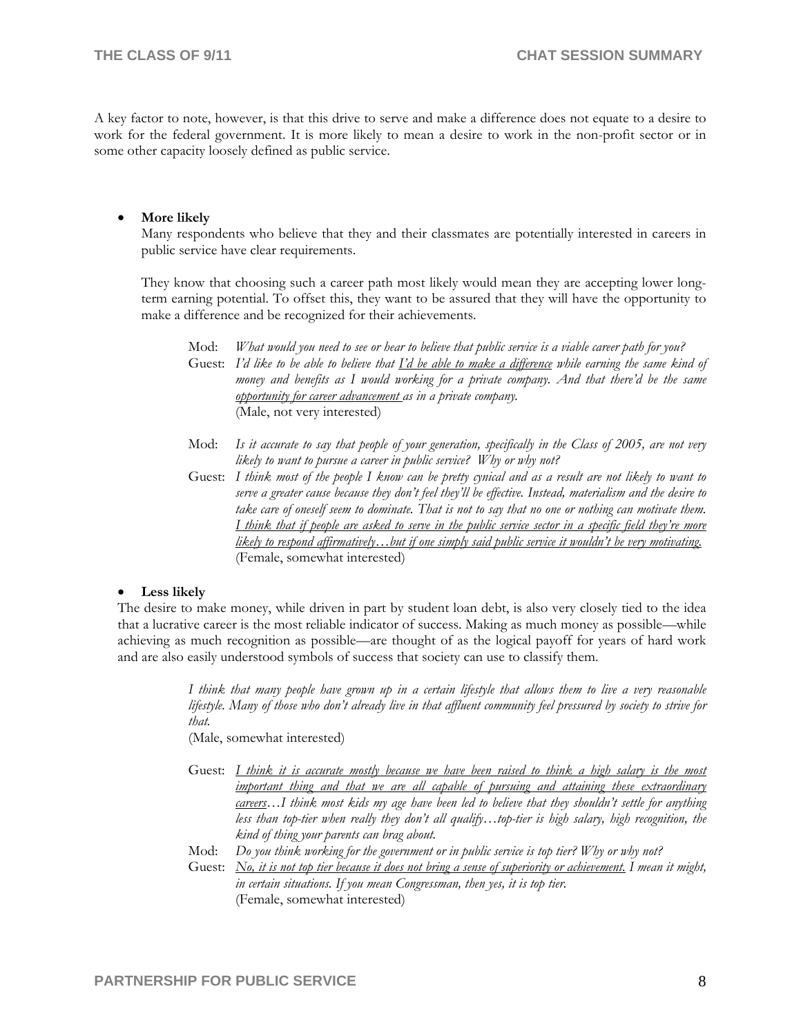A key factor to note, however, is that this drive to serve and make a difference does not equate to a desire to work for the federal government. It is more likely to mean a desire to work in the non-profit sector or in some other capacity loosely defined as public service.

- **More likely**

  Many respondents who believe that they and their classmates are potentially interested in careers in public service have clear requirements.

  They know that choosing such a career path most likely would mean they are accepting lower long-term earning potential. To offset this, they want to be assured that they will have the opportunity to make a difference and be recognized for their achievements.

  Mod: *What would you need to see or hear to believe that public service is a viable career path for you?*

  Guest: *I'd like to be able to believe that <u>I'd be able to make a difference</u> while earning the same kind of money and benefits as I would working for a private company. And that there'd be the same <u>opportunity for career advancement</u> as in a private company.*
  (Male, not very interested)

  Mod: *Is it accurate to say that people of your generation, specifically in the Class of 2005, are not very likely to want to pursue a career in public service? Why or why not?*

  Guest: *I think most of the people I know can be pretty cynical and as a result are not likely to want to serve a greater cause because they don't feel they'll be effective. Instead, materialism and the desire to take care of oneself seem to dominate. That is not to say that no one or nothing can motivate them. <u>I think that if people are asked to serve in the public service sector in a specific field they're more likely to respond affirmatively…but if one simply said public service it wouldn't be very motivating.</u>*
  (Female, somewhat interested)

- **Less likely**

The desire to make money, while driven in part by student loan debt, is also very closely tied to the idea that a lucrative career is the most reliable indicator of success. Making as much money as possible—while achieving as much recognition as possible—are thought of as the logical payoff for years of hard work and are also easily understood symbols of success that society can use to classify them.

> *I think that many people have grown up in a certain lifestyle that allows them to live a very reasonable lifestyle. Many of those who don't already live in that affluent community feel pressured by society to strive for that.*
> (Male, somewhat interested)

Guest: *<u>I think it is accurate mostly because we have been raised to think a high salary is the most important thing and that we are all capable of pursuing and attaining these extraordinary careers</u>…I think most kids my age have been led to believe that they shouldn't settle for anything less than top-tier when really they don't all qualify…top-tier is high salary, high recognition, the kind of thing your parents can brag about.*

Mod: *Do you think working for the government or in public service is top tier? Why or why not?*

Guest: *<u>No, it is not top tier because it does not bring a sense of superiority or achievement.</u> I mean it might, in certain situations. If you mean Congressman, then yes, it is top tier.*
(Female, somewhat interested)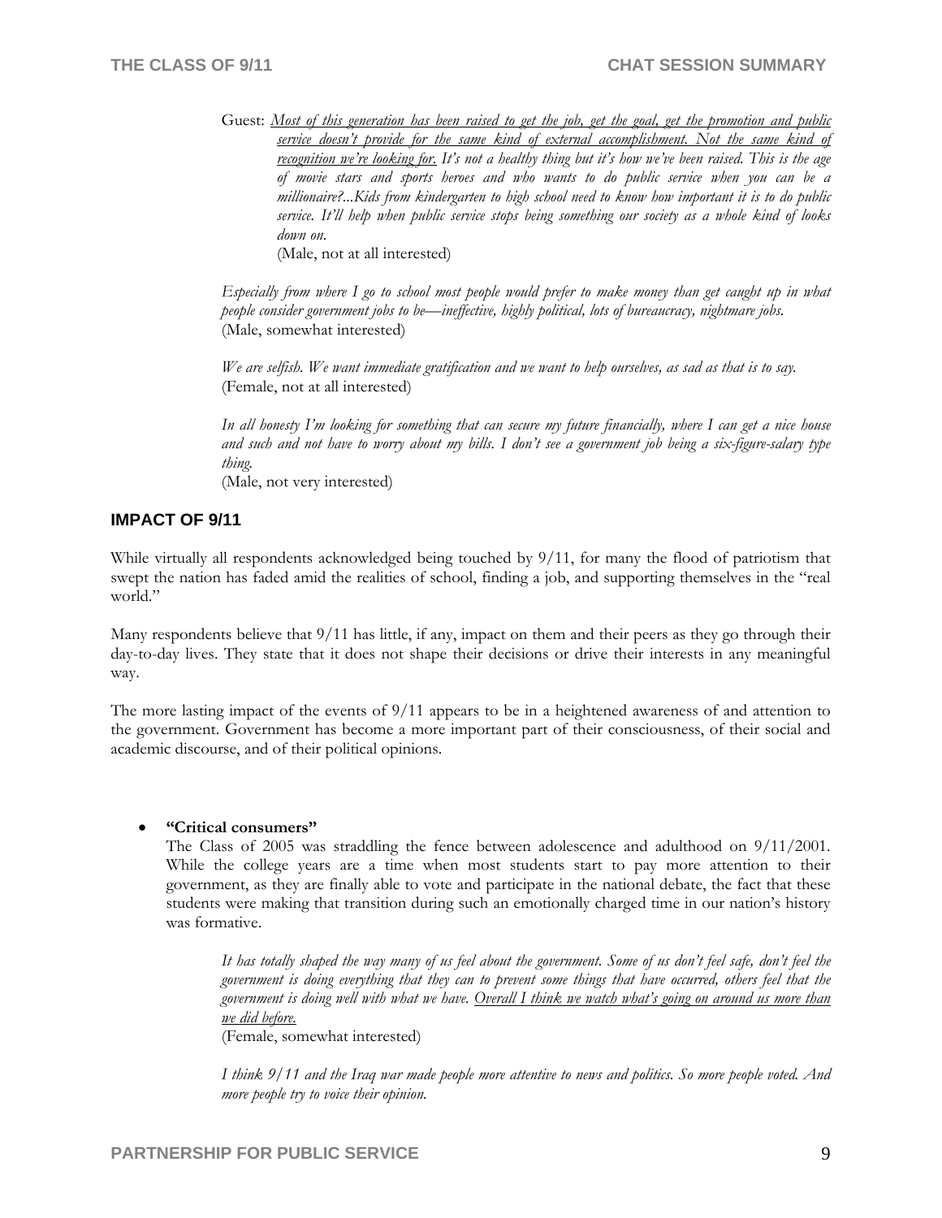Guest: *<u>Most of this generation has been raised to get the job, get the goal, get the promotion and public service doesn't provide for the same kind of external accomplishment. Not the same kind of recognition we're looking for.</u> It's not a healthy thing but it's how we've been raised. This is the age of movie stars and sports heroes and who wants to do public service when you can be a millionaire?...Kids from kindergarten to high school need to know how important it is to do public service. It'll help when public service stops being something our society as a whole kind of looks down on.*
(Male, not at all interested)

*Especially from where I go to school most people would prefer to make money than get caught up in what people consider government jobs to be—ineffective, highly political, lots of bureaucracy, nightmare jobs.*
(Male, somewhat interested)

*We are selfish. We want immediate gratification and we want to help ourselves, as sad as that is to say.*
(Female, not at all interested)

*In all honesty I'm looking for something that can secure my future financially, where I can get a nice house and such and not have to worry about my bills. I don't see a government job being a six-figure-salary type thing.*
(Male, not very interested)

## IMPACT OF 9/11

While virtually all respondents acknowledged being touched by 9/11, for many the flood of patriotism that swept the nation has faded amid the realities of school, finding a job, and supporting themselves in the "real world."

Many respondents believe that 9/11 has little, if any, impact on them and their peers as they go through their day-to-day lives. They state that it does not shape their decisions or drive their interests in any meaningful way.

The more lasting impact of the events of 9/11 appears to be in a heightened awareness of and attention to the government. Government has become a more important part of their consciousness, of their social and academic discourse, and of their political opinions.

- **"Critical consumers"**

  The Class of 2005 was straddling the fence between adolescence and adulthood on 9/11/2001. While the college years are a time when most students start to pay more attention to their government, as they are finally able to vote and participate in the national debate, the fact that these students were making that transition during such an emotionally charged time in our nation's history was formative.

  *It has totally shaped the way many of us feel about the government. Some of us don't feel safe, don't feel the government is doing everything that they can to prevent some things that have occurred, others feel that the government is doing well with what we have. <u>Overall I think we watch what's going on around us more than we did before.</u>*
  (Female, somewhat interested)

  *I think 9/11 and the Iraq war made people more attentive to news and politics. So more people voted. And more people try to voice their opinion.*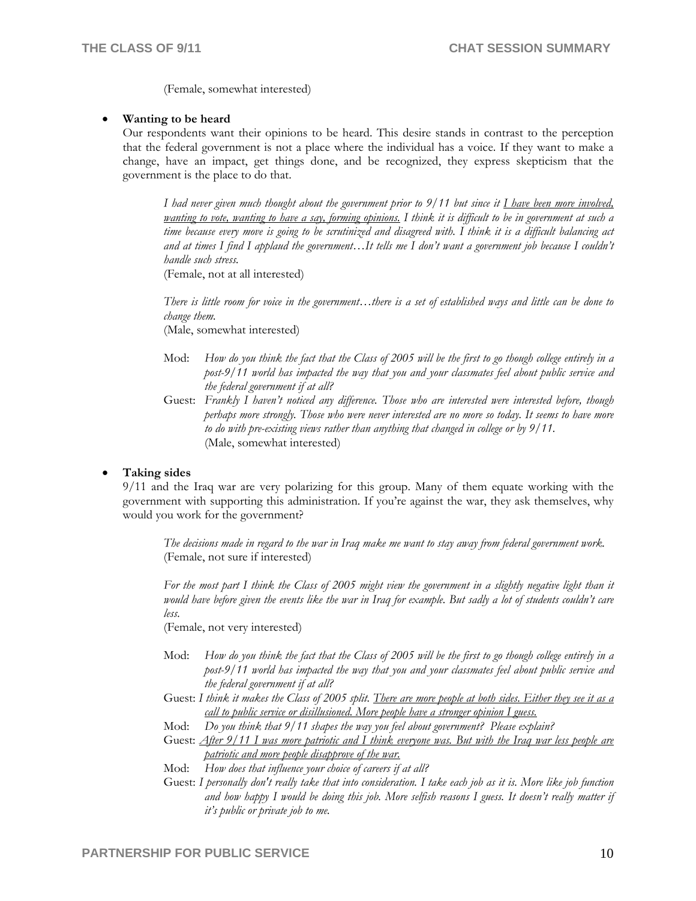(Female, somewhat interested)

- **Wanting to be heard**

  Our respondents want their opinions to be heard. This desire stands in contrast to the perception that the federal government is not a place where the individual has a voice. If they want to make a change, have an impact, get things done, and be recognized, they express skepticism that the government is the place to do that.

  > *I had never given much thought about the government prior to 9/11 but since it <u>I have been more involved, wanting to vote, wanting to have a say, forming opinions.</u> I think it is difficult to be in government at such a time because every move is going to be scrutinized and disagreed with. I think it is a difficult balancing act and at times I find I applaud the government…It tells me I don't want a government job because I couldn't handle such stress.*
  > (Female, not at all interested)

  > *There is little room for voice in the government…there is a set of established ways and little can be done to change them.*
  > (Male, somewhat interested)

  Mod: *How do you think the fact that the Class of 2005 will be the first to go though college entirely in a post-9/11 world has impacted the way that you and your classmates feel about public service and the federal government if at all?*

  Guest: *Frankly I haven't noticed any difference. Those who are interested were interested before, though perhaps more strongly. Those who were never interested are no more so today. It seems to have more to do with pre-existing views rather than anything that changed in college or by 9/11.*
  (Male, somewhat interested)

- **Taking sides**

  9/11 and the Iraq war are very polarizing for this group. Many of them equate working with the government with supporting this administration. If you're against the war, they ask themselves, why would you work for the government?

  > *The decisions made in regard to the war in Iraq make me want to stay away from federal government work.*
  > (Female, not sure if interested)

  > *For the most part I think the Class of 2005 might view the government in a slightly negative light than it would have before given the events like the war in Iraq for example. But sadly a lot of students couldn't care less.*
  > (Female, not very interested)

  Mod: *How do you think the fact that the Class of 2005 will be the first to go though college entirely in a post-9/11 world has impacted the way that you and your classmates feel about public service and the federal government if at all?*

  Guest: *I think it makes the Class of 2005 split. <u>There are more people at both sides. Either they see it as a call to public service or disillusioned. More people have a stronger opinion I guess.</u>*

  Mod: *Do you think that 9/11 shapes the way you feel about government? Please explain?*

  Guest: *<u>After 9/11 I was more patriotic and I think everyone was. But with the Iraq war less people are patriotic and more people disapprove of the war.</u>*

  Mod: *How does that influence your choice of careers if at all?*

  Guest: *I personally don't really take that into consideration. I take each job as it is. More like job function and how happy I would be doing this job. More selfish reasons I guess. It doesn't really matter if it's public or private job to me.*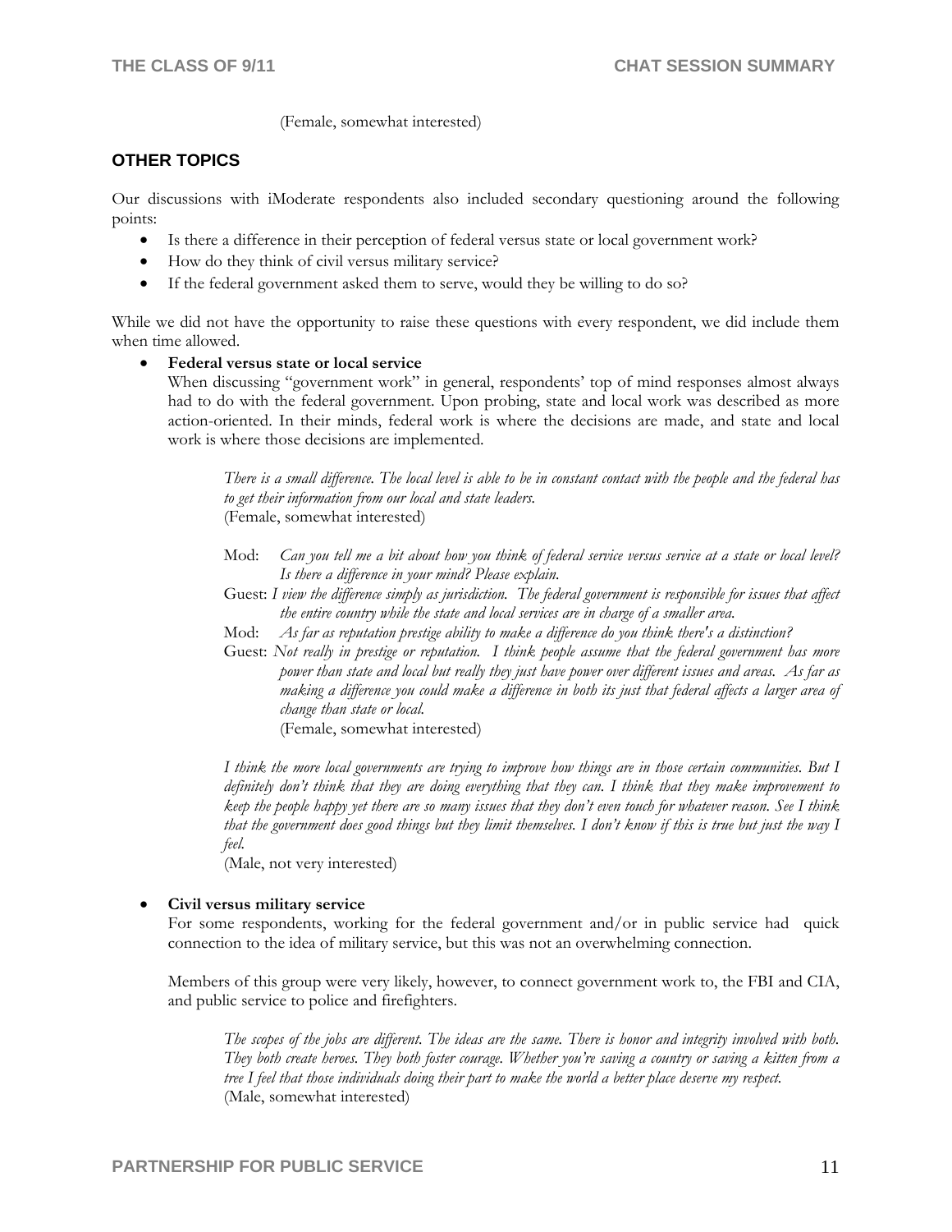(Female, somewhat interested)

## OTHER TOPICS

Our discussions with iModerate respondents also included secondary questioning around the following points:

- Is there a difference in their perception of federal versus state or local government work?
- How do they think of civil versus military service?
- If the federal government asked them to serve, would they be willing to do so?

While we did not have the opportunity to raise these questions with every respondent, we did include them when time allowed.

- **Federal versus state or local service**

  When discussing "government work" in general, respondents' top of mind responses almost always had to do with the federal government. Upon probing, state and local work was described as more action-oriented. In their minds, federal work is where the decisions are made, and state and local work is where those decisions are implemented.

  > *There is a small difference. The local level is able to be in constant contact with the people and the federal has to get their information from our local and state leaders.*
  > (Female, somewhat interested)

  > Mod: *Can you tell me a bit about how you think of federal service versus service at a state or local level? Is there a difference in your mind? Please explain.*
  >
  > Guest: *I view the difference simply as jurisdiction. The federal government is responsible for issues that affect the entire country while the state and local services are in charge of a smaller area.*
  >
  > Mod: *As far as reputation prestige ability to make a difference do you think there's a distinction?*
  >
  > Guest: *Not really in prestige or reputation. I think people assume that the federal government has more power than state and local but really they just have power over different issues and areas. As far as making a difference you could make a difference in both its just that federal affects a larger area of change than state or local.*
  > (Female, somewhat interested)

  > *I think the more local governments are trying to improve how things are in those certain communities. But I definitely don't think that they are doing everything that they can. I think that they make improvement to keep the people happy yet there are so many issues that they don't even touch for whatever reason. See I think that the government does good things but they limit themselves. I don't know if this is true but just the way I feel.*
  > (Male, not very interested)

- **Civil versus military service**

  For some respondents, working for the federal government and/or in public service had quick connection to the idea of military service, but this was not an overwhelming connection.

  Members of this group were very likely, however, to connect government work to, the FBI and CIA, and public service to police and firefighters.

  > *The scopes of the jobs are different. The ideas are the same. There is honor and integrity involved with both. They both create heroes. They both foster courage. Whether you're saving a country or saving a kitten from a tree I feel that those individuals doing their part to make the world a better place deserve my respect.*
  > (Male, somewhat interested)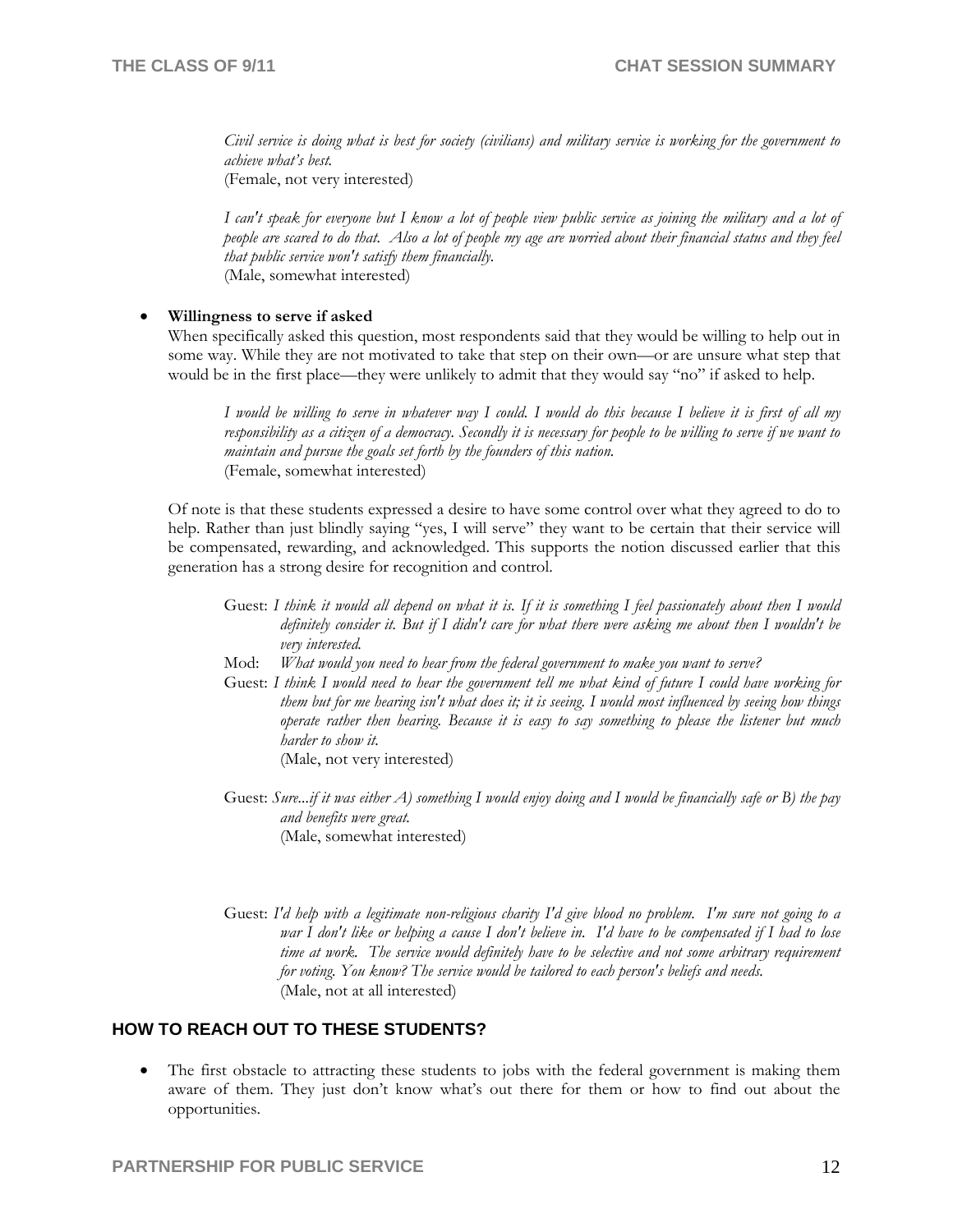> *Civil service is doing what is best for society (civilians) and military service is working for the government to achieve what's best.*
> (Female, not very interested)

> *I can't speak for everyone but I know a lot of people view public service as joining the military and a lot of people are scared to do that. Also a lot of people my age are worried about their financial status and they feel that public service won't satisfy them financially.*
> (Male, somewhat interested)

- **Willingness to serve if asked**

  When specifically asked this question, most respondents said that they would be willing to help out in some way. While they are not motivated to take that step on their own—or are unsure what step that would be in the first place—they were unlikely to admit that they would say "no" if asked to help.

> *I would be willing to serve in whatever way I could. I would do this because I believe it is first of all my responsibility as a citizen of a democracy. Secondly it is necessary for people to be willing to serve if we want to maintain and pursue the goals set forth by the founders of this nation.*
> (Female, somewhat interested)

Of note is that these students expressed a desire to have some control over what they agreed to do to help. Rather than just blindly saying "yes, I will serve" they want to be certain that their service will be compensated, rewarding, and acknowledged. This supports the notion discussed earlier that this generation has a strong desire for recognition and control.

> Guest: *I think it would all depend on what it is. If it is something I feel passionately about then I would definitely consider it. But if I didn't care for what there were asking me about then I wouldn't be very interested.*
>
> Mod: *What would you need to hear from the federal government to make you want to serve?*
>
> Guest: *I think I would need to hear the government tell me what kind of future I could have working for them but for me hearing isn't what does it; it is seeing. I would most influenced by seeing how things operate rather then hearing. Because it is easy to say something to please the listener but much harder to show it.*
> (Male, not very interested)

> Guest: *Sure...if it was either A) something I would enjoy doing and I would be financially safe or B) the pay and benefits were great.*
> (Male, somewhat interested)

> Guest: *I'd help with a legitimate non-religious charity I'd give blood no problem. I'm sure not going to a war I don't like or helping a cause I don't believe in. I'd have to be compensated if I had to lose time at work. The service would definitely have to be selective and not some arbitrary requirement for voting. You know? The service would be tailored to each person's beliefs and needs.*
> (Male, not at all interested)

## HOW TO REACH OUT TO THESE STUDENTS?

- The first obstacle to attracting these students to jobs with the federal government is making them aware of them. They just don't know what's out there for them or how to find out about the opportunities.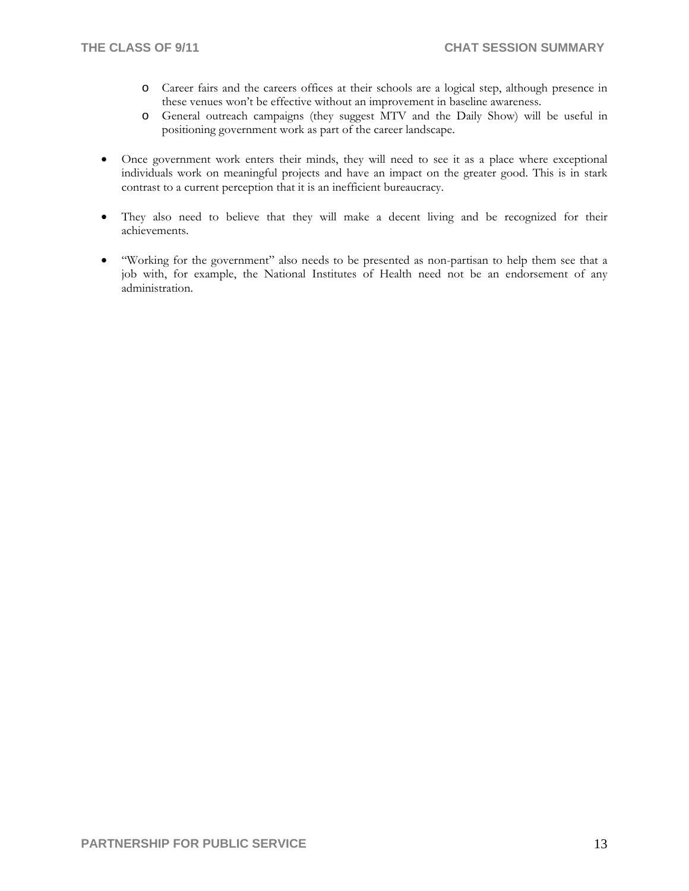- Career fairs and the careers offices at their schools are a logical step, although presence in these venues won't be effective without an improvement in baseline awareness.
  - General outreach campaigns (they suggest MTV and the Daily Show) will be useful in positioning government work as part of the career landscape.

- Once government work enters their minds, they will need to see it as a place where exceptional individuals work on meaningful projects and have an impact on the greater good. This is in stark contrast to a current perception that it is an inefficient bureaucracy.

- They also need to believe that they will make a decent living and be recognized for their achievements.

- "Working for the government" also needs to be presented as non-partisan to help them see that a job with, for example, the National Institutes of Health need not be an endorsement of any administration.